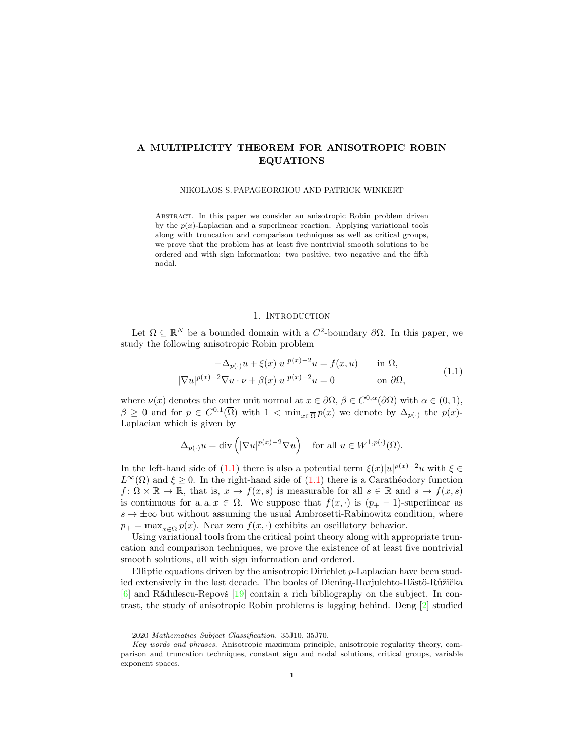# A MULTIPLICITY THEOREM FOR ANISOTROPIC ROBIN EQUATIONS

NIKOLAOS S. PAPAGEORGIOU AND PATRICK WINKERT

Abstract. In this paper we consider an anisotropic Robin problem driven by the $p(x)$-Laplacian and a superlinear reaction. Applying variational tools along with truncation and comparison techniques as well as critical groups, we prove that the problem has at least five nontrivial smooth solutions to be ordered and with sign information: two positive, two negative and the fifth nodal.

## 1. Introduction

Let $\Omega \subseteq \mathbb{R}^N$ be a bounded domain with a $C^2$-boundary $\partial\Omega$. In this paper, we study the following anisotropic Robin problem

$$
\begin{aligned}
-\Delta_{p(\cdot)} u + \xi(x)|u|^{p(x)-2}u &= f(x,u) && \text{in } \Omega,\\
|\nabla u|^{p(x)-2}\nabla u \cdot \nu + \beta(x)|u|^{p(x)-2}u &= 0 && \text{on } \partial\Omega,
\end{aligned}
\tag{1.1}
$$

where $\nu(x)$ denotes the outer unit normal at $x \in \partial\Omega$, $\beta \in C^{0,\alpha}(\partial\Omega)$ with $\alpha \in (0,1)$, $\beta \geq 0$ and for $p \in C^{0,1}(\overline{\Omega})$ with $1 < \min_{x\in\overline{\Omega}} p(x)$ we denote by $\Delta_{p(\cdot)}$ the $p(x)$-Laplacian which is given by

$$
\Delta_{p(\cdot)} u = \operatorname{div}\left(|\nabla u|^{p(x)-2}\nabla u\right) \quad \text{for all } u \in W^{1,p(\cdot)}(\Omega).
$$

In the left-hand side of (1.1) there is also a potential term $\xi(x)|u|^{p(x)-2}u$ with $\xi \in L^\infty(\Omega)$ and $\xi \geq 0$. In the right-hand side of (1.1) there is a Carathéodory function $f\colon \Omega \times \mathbb{R} \to \mathbb{R}$, that is, $x \to f(x,s)$ is measurable for all $s \in \mathbb{R}$ and $s \to f(x,s)$ is continuous for a. a. $x \in \Omega$. We suppose that $f(x,\cdot)$ is $(p_+ - 1)$-superlinear as $s \to \pm\infty$ but without assuming the usual Ambrosetti-Rabinowitz condition, where $p_+ = \max_{x\in\overline{\Omega}} p(x)$. Near zero $f(x,\cdot)$ exhibits an oscillatory behavior.

Using variational tools from the critical point theory along with appropriate truncation and comparison techniques, we prove the existence of at least five nontrivial smooth solutions, all with sign information and ordered.

Elliptic equations driven by the anisotropic Dirichlet $p$-Laplacian have been studied extensively in the last decade. The books of Diening-Harjulehto-Hästö-Růžička [6] and Rădulescu-Repovš [19] contain a rich bibliography on the subject. In contrast, the study of anisotropic Robin problems is lagging behind. Deng [2] studied

---

2020 *Mathematics Subject Classification.* 35J10, 35J70.

*Key words and phrases.* Anisotropic maximum principle, anisotropic regularity theory, comparison and truncation techniques, constant sign and nodal solutions, critical groups, variable exponent spaces.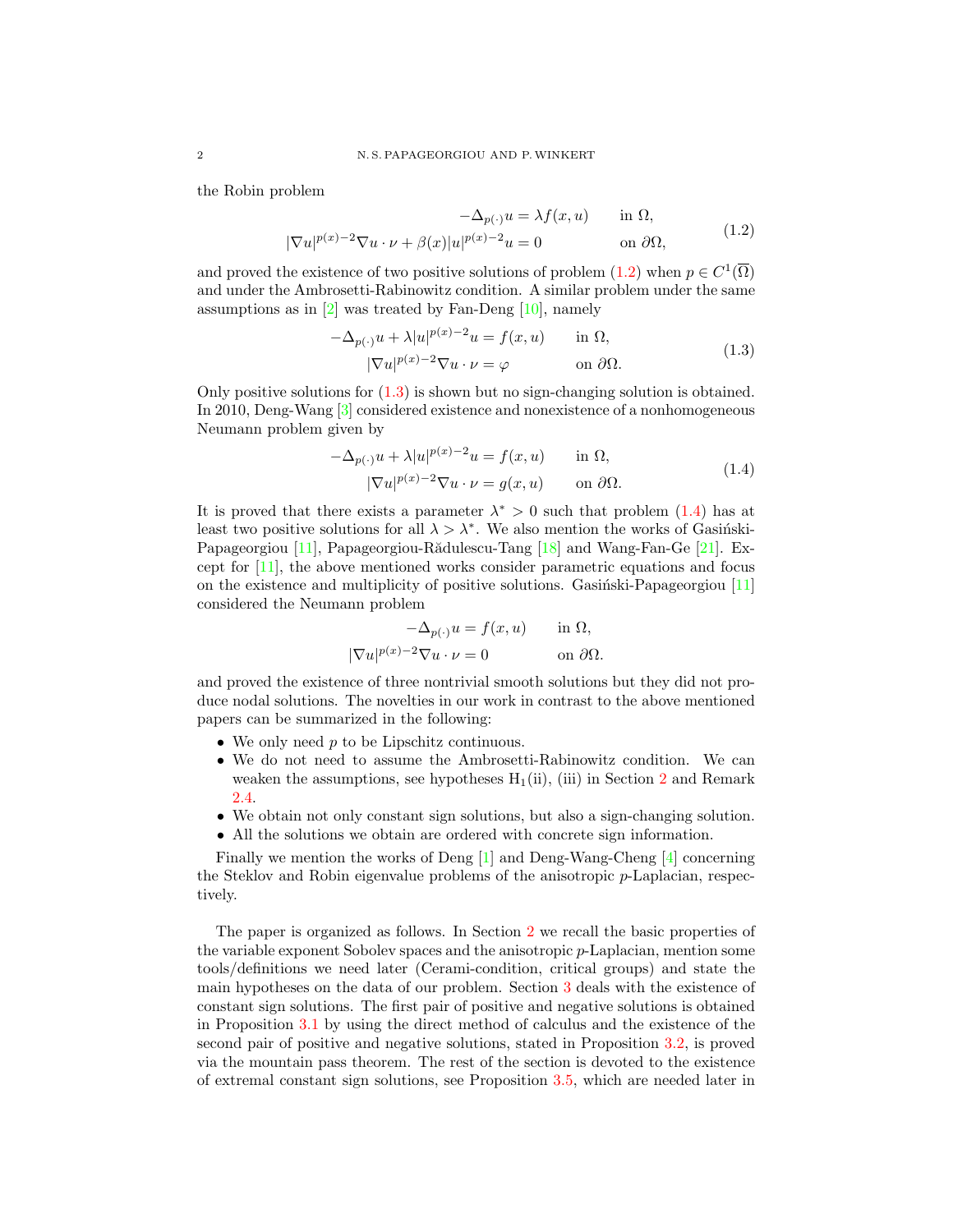the Robin problem

$$
\begin{aligned}
-\Delta_{p(\cdot)} u &= \lambda f(x,u) && \text{in } \Omega,\\
|\nabla u|^{p(x)-2}\nabla u\cdot\nu + \beta(x)|u|^{p(x)-2}u &= 0 && \text{on } \partial\Omega,
\end{aligned}
\tag{1.2}
$$

and proved the existence of two positive solutions of problem (1.2) when $p \in C^1(\overline{\Omega})$ and under the Ambrosetti-Rabinowitz condition. A similar problem under the same assumptions as in [2] was treated by Fan-Deng [10], namely

$$
\begin{aligned}
-\Delta_{p(\cdot)} u + \lambda |u|^{p(x)-2}u &= f(x,u) && \text{in } \Omega,\\
|\nabla u|^{p(x)-2}\nabla u\cdot\nu &= \varphi && \text{on } \partial\Omega.
\end{aligned}
\tag{1.3}
$$

Only positive solutions for (1.3) is shown but no sign-changing solution is obtained. In 2010, Deng-Wang [3] considered existence and nonexistence of a nonhomogeneous Neumann problem given by

$$
\begin{aligned}
-\Delta_{p(\cdot)} u + \lambda |u|^{p(x)-2}u &= f(x,u) && \text{in } \Omega,\\
|\nabla u|^{p(x)-2}\nabla u\cdot\nu &= g(x,u) && \text{on } \partial\Omega.
\end{aligned}
\tag{1.4}
$$

It is proved that there exists a parameter $\lambda^* > 0$ such that problem (1.4) has at least two positive solutions for all $\lambda > \lambda^*$. We also mention the works of Gasiński-Papageorgiou [11], Papageorgiou-Rădulescu-Tang [18] and Wang-Fan-Ge [21]. Except for [11], the above mentioned works consider parametric equations and focus on the existence and multiplicity of positive solutions. Gasiński-Papageorgiou [11] considered the Neumann problem

$$
\begin{aligned}
-\Delta_{p(\cdot)} u &= f(x,u) && \text{in } \Omega,\\
|\nabla u|^{p(x)-2}\nabla u\cdot\nu &= 0 && \text{on } \partial\Omega.
\end{aligned}
$$

and proved the existence of three nontrivial smooth solutions but they did not produce nodal solutions. The novelties in our work in contrast to the above mentioned papers can be summarized in the following:

- We only need $p$ to be Lipschitz continuous.
- We do not need to assume the Ambrosetti-Rabinowitz condition. We can weaken the assumptions, see hypotheses $\text{H}_1$(ii), (iii) in Section 2 and Remark 2.4.
- We obtain not only constant sign solutions, but also a sign-changing solution.
- All the solutions we obtain are ordered with concrete sign information.

Finally we mention the works of Deng [1] and Deng-Wang-Cheng [4] concerning the Steklov and Robin eigenvalue problems of the anisotropic $p$-Laplacian, respectively.

The paper is organized as follows. In Section 2 we recall the basic properties of the variable exponent Sobolev spaces and the anisotropic $p$-Laplacian, mention some tools/definitions we need later (Cerami-condition, critical groups) and state the main hypotheses on the data of our problem. Section 3 deals with the existence of constant sign solutions. The first pair of positive and negative solutions is obtained in Proposition 3.1 by using the direct method of calculus and the existence of the second pair of positive and negative solutions, stated in Proposition 3.2, is proved via the mountain pass theorem. The rest of the section is devoted to the existence of extremal constant sign solutions, see Proposition 3.5, which are needed later in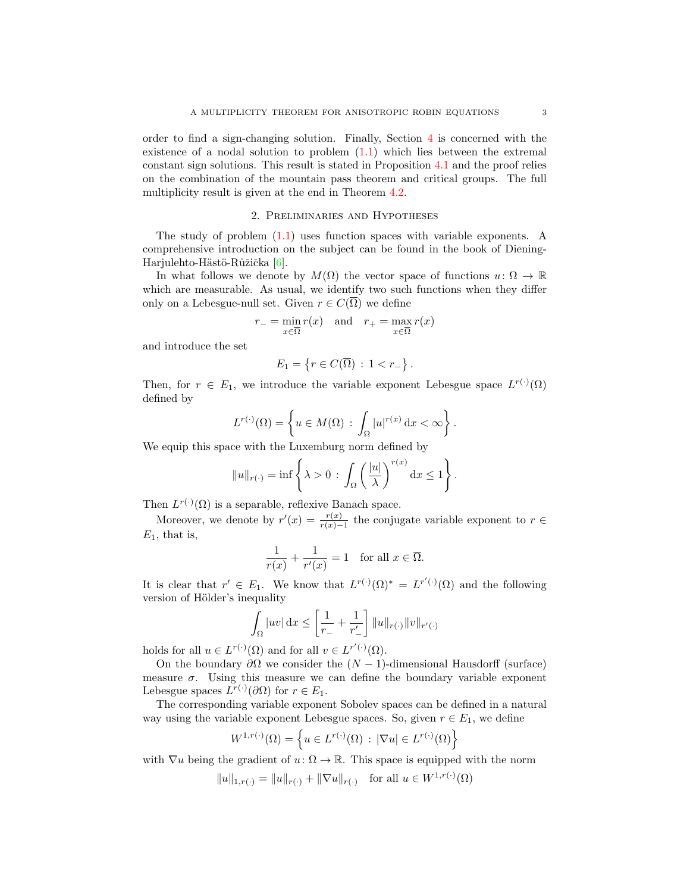order to find a sign-changing solution. Finally, Section 4 is concerned with the existence of a nodal solution to problem (1.1) which lies between the extremal constant sign solutions. This result is stated in Proposition 4.1 and the proof relies on the combination of the mountain pass theorem and critical groups. The full multiplicity result is given at the end in Theorem 4.2.

## 2. Preliminaries and Hypotheses

The study of problem (1.1) uses function spaces with variable exponents. A comprehensive introduction on the subject can be found in the book of Diening-Harjulehto-Hästö-Růžička [6].

In what follows we denote by $M(\Omega)$ the vector space of functions $u\colon \Omega \to \mathbb{R}$ which are measurable. As usual, we identify two such functions when they differ only on a Lebesgue-null set. Given $r \in C(\overline{\Omega})$ we define

$$r_- = \min_{x\in\overline{\Omega}} r(x) \quad \text{and} \quad r_+ = \max_{x\in\overline{\Omega}} r(x)$$

and introduce the set

$$E_1 = \left\{ r \in C(\overline{\Omega}) \,:\, 1 < r_- \right\}.$$

Then, for $r \in E_1$, we introduce the variable exponent Lebesgue space $L^{r(\cdot)}(\Omega)$ defined by

$$L^{r(\cdot)}(\Omega) = \left\{ u \in M(\Omega) \,:\, \int_\Omega |u|^{r(x)} \,\mathrm{d}x < \infty \right\}.$$

We equip this space with the Luxemburg norm defined by

$$\|u\|_{r(\cdot)} = \inf\left\{ \lambda > 0 \,:\, \int_\Omega \left(\frac{|u|}{\lambda}\right)^{r(x)} \mathrm{d}x \leq 1 \right\}.$$

Then $L^{r(\cdot)}(\Omega)$ is a separable, reflexive Banach space.

Moreover, we denote by $r'(x) = \frac{r(x)}{r(x)-1}$ the conjugate variable exponent to $r \in E_1$, that is,

$$\frac{1}{r(x)} + \frac{1}{r'(x)} = 1 \quad \text{for all } x \in \overline{\Omega}.$$

It is clear that $r' \in E_1$. We know that $L^{r(\cdot)}(\Omega)^* = L^{r'(\cdot)}(\Omega)$ and the following version of Hölder's inequality

$$\int_\Omega |uv| \,\mathrm{d}x \leq \left[\frac{1}{r_-} + \frac{1}{r'_-}\right] \|u\|_{r(\cdot)} \|v\|_{r'(\cdot)}$$

holds for all $u \in L^{r(\cdot)}(\Omega)$ and for all $v \in L^{r'(\cdot)}(\Omega)$.

On the boundary $\partial\Omega$ we consider the $(N-1)$-dimensional Hausdorff (surface) measure $\sigma$. Using this measure we can define the boundary variable exponent Lebesgue spaces $L^{r(\cdot)}(\partial\Omega)$ for $r \in E_1$.

The corresponding variable exponent Sobolev spaces can be defined in a natural way using the variable exponent Lebesgue spaces. So, given $r \in E_1$, we define

$$W^{1,r(\cdot)}(\Omega) = \left\{ u \in L^{r(\cdot)}(\Omega) \,:\, |\nabla u| \in L^{r(\cdot)}(\Omega) \right\}$$

with $\nabla u$ being the gradient of $u\colon \Omega \to \mathbb{R}$. This space is equipped with the norm

$$\|u\|_{1,r(\cdot)} = \|u\|_{r(\cdot)} + \|\nabla u\|_{r(\cdot)} \quad \text{for all } u \in W^{1,r(\cdot)}(\Omega)$$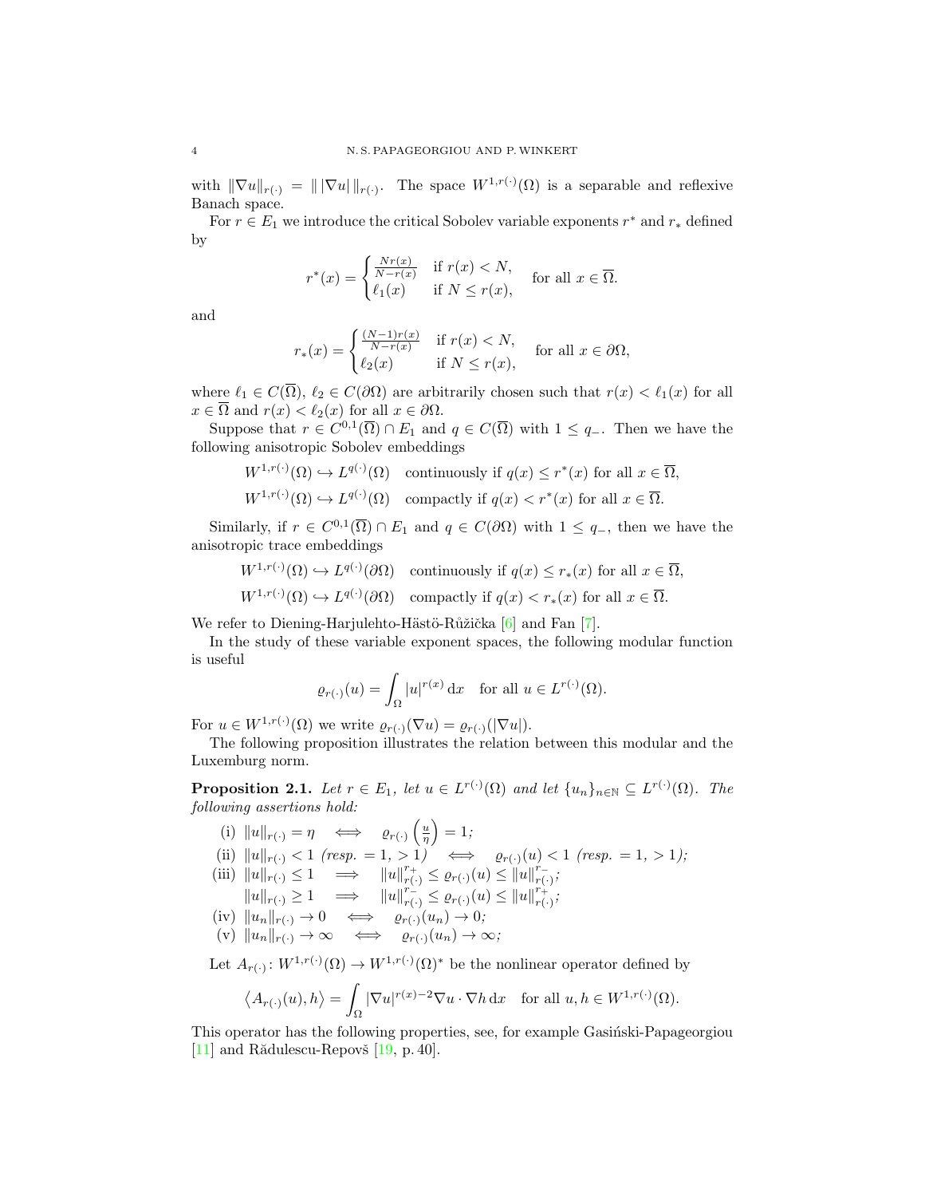with $\|\nabla u\|_{r(\cdot)} = \| \, |\nabla u| \, \|_{r(\cdot)}$. The space $W^{1,r(\cdot)}(\Omega)$ is a separable and reflexive Banach space.

For $r \in E_1$ we introduce the critical Sobolev variable exponents $r^*$ and $r_*$ defined by

$$r^*(x) = \begin{cases} \frac{Nr(x)}{N-r(x)} & \text{if } r(x) < N, \\ \ell_1(x) & \text{if } N \leq r(x), \end{cases} \quad \text{for all } x \in \overline{\Omega}.$$

and

$$r_*(x) = \begin{cases} \frac{(N-1)r(x)}{N-r(x)} & \text{if } r(x) < N, \\ \ell_2(x) & \text{if } N \leq r(x), \end{cases} \quad \text{for all } x \in \partial\Omega,$$

where $\ell_1 \in C(\overline{\Omega})$, $\ell_2 \in C(\partial\Omega)$ are arbitrarily chosen such that $r(x) < \ell_1(x)$ for all $x \in \overline{\Omega}$ and $r(x) < \ell_2(x)$ for all $x \in \partial\Omega$.

Suppose that $r \in C^{0,1}(\overline{\Omega}) \cap E_1$ and $q \in C(\overline{\Omega})$ with $1 \leq q_-$. Then we have the following anisotropic Sobolev embeddings

$$\begin{aligned} &W^{1,r(\cdot)}(\Omega) \hookrightarrow L^{q(\cdot)}(\Omega) \quad \text{continuously if } q(x) \leq r^*(x) \text{ for all } x \in \overline{\Omega}, \\ &W^{1,r(\cdot)}(\Omega) \hookrightarrow L^{q(\cdot)}(\Omega) \quad \text{compactly if } q(x) < r^*(x) \text{ for all } x \in \overline{\Omega}. \end{aligned}$$

Similarly, if $r \in C^{0,1}(\overline{\Omega}) \cap E_1$ and $q \in C(\partial\Omega)$ with $1 \leq q_-$, then we have the anisotropic trace embeddings

$$\begin{aligned} &W^{1,r(\cdot)}(\Omega) \hookrightarrow L^{q(\cdot)}(\partial\Omega) \quad \text{continuously if } q(x) \leq r_*(x) \text{ for all } x \in \overline{\Omega}, \\ &W^{1,r(\cdot)}(\Omega) \hookrightarrow L^{q(\cdot)}(\partial\Omega) \quad \text{compactly if } q(x) < r_*(x) \text{ for all } x \in \overline{\Omega}. \end{aligned}$$

We refer to Diening-Harjulehto-Hästö-Růžička [6] and Fan [7].

In the study of these variable exponent spaces, the following modular function is useful

$$\varrho_{r(\cdot)}(u) = \int_\Omega |u|^{r(x)} \, \mathrm{d}x \quad \text{for all } u \in L^{r(\cdot)}(\Omega).$$

For $u \in W^{1,r(\cdot)}(\Omega)$ we write $\varrho_{r(\cdot)}(\nabla u) = \varrho_{r(\cdot)}(|\nabla u|)$.

The following proposition illustrates the relation between this modular and the Luxemburg norm.

**Proposition 2.1.** *Let $r \in E_1$, let $u \in L^{r(\cdot)}(\Omega)$ and let $\{u_n\}_{n\in\mathbb{N}} \subseteq L^{r(\cdot)}(\Omega)$. The following assertions hold:*

(i) $\|u\|_{r(\cdot)} = \eta \iff \varrho_{r(\cdot)}\left(\frac{u}{\eta}\right) = 1$;

(ii) $\|u\|_{r(\cdot)} < 1$ *(resp.* $= 1, > 1$*)* $\iff \varrho_{r(\cdot)}(u) < 1$ *(resp.* $= 1, > 1$*)*;

(iii) $\|u\|_{r(\cdot)} \leq 1 \implies \|u\|_{r(\cdot)}^{r_+} \leq \varrho_{r(\cdot)}(u) \leq \|u\|_{r(\cdot)}^{r_-}$;
$\|u\|_{r(\cdot)} \geq 1 \implies \|u\|_{r(\cdot)}^{r_-} \leq \varrho_{r(\cdot)}(u) \leq \|u\|_{r(\cdot)}^{r_+}$;

(iv) $\|u_n\|_{r(\cdot)} \to 0 \iff \varrho_{r(\cdot)}(u_n) \to 0$;

(v) $\|u_n\|_{r(\cdot)} \to \infty \iff \varrho_{r(\cdot)}(u_n) \to \infty$;

Let $A_{r(\cdot)} \colon W^{1,r(\cdot)}(\Omega) \to W^{1,r(\cdot)}(\Omega)^*$ be the nonlinear operator defined by

$$\langle A_{r(\cdot)}(u), h \rangle = \int_\Omega |\nabla u|^{r(x)-2} \nabla u \cdot \nabla h \, \mathrm{d}x \quad \text{for all } u, h \in W^{1,r(\cdot)}(\Omega).$$

This operator has the following properties, see, for example Gasiński-Papageorgiou [11] and Rădulescu-Repovš [19, p. 40].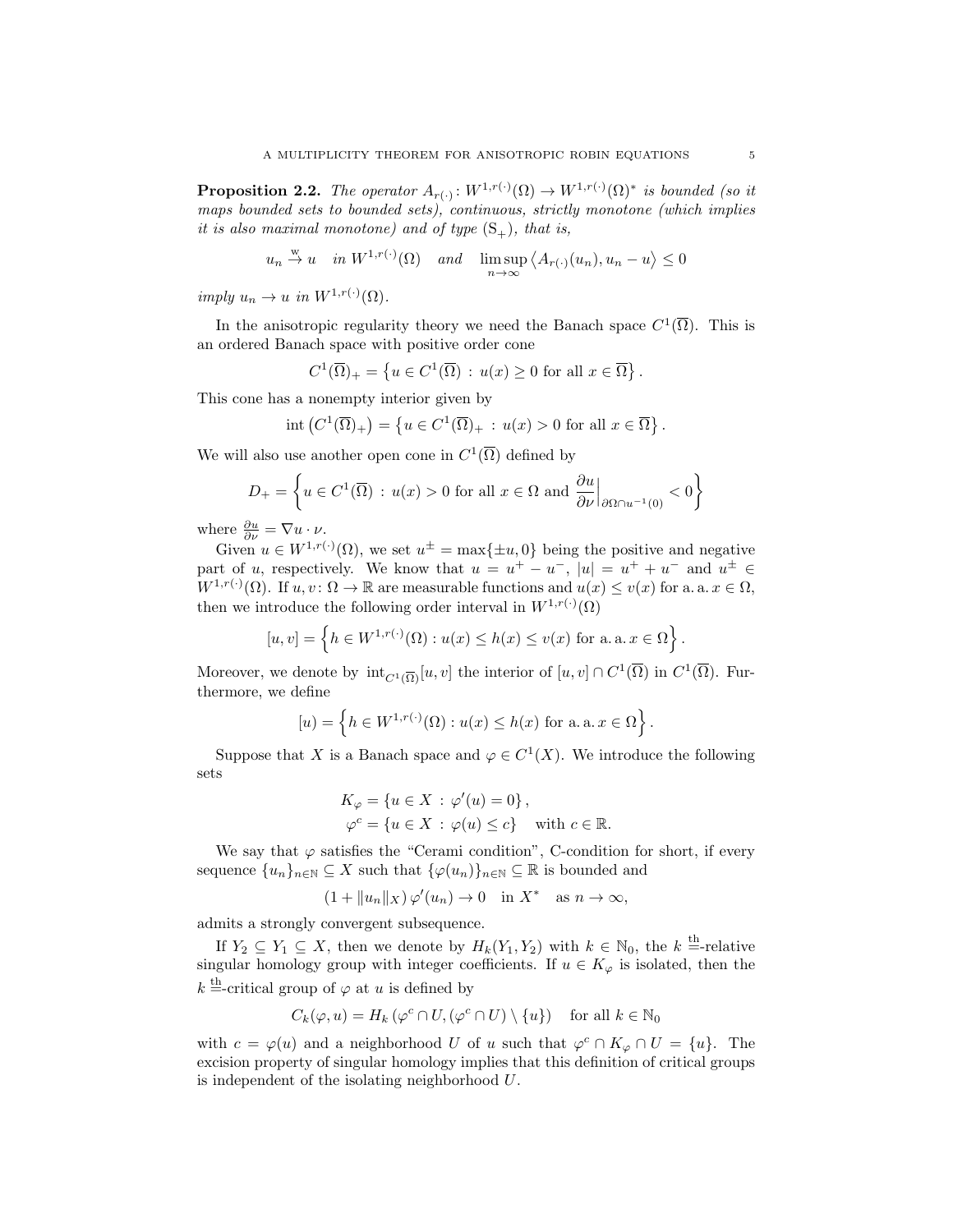**Proposition 2.2.** *The operator $A_{r(\cdot)}\colon W^{1,r(\cdot)}(\Omega) \to W^{1,r(\cdot)}(\Omega)^*$ is bounded (so it maps bounded sets to bounded sets), continuous, strictly monotone (which implies it is also maximal monotone) and of type $(\mathrm{S}_+)$, that is,*

$$u_n \overset{\mathrm{w}}{\to} u \quad \text{in } W^{1,r(\cdot)}(\Omega) \quad \text{and} \quad \limsup_{n\to\infty} \left\langle A_{r(\cdot)}(u_n), u_n - u\right\rangle \leq 0$$

*imply $u_n \to u$ in $W^{1,r(\cdot)}(\Omega)$.*

In the anisotropic regularity theory we need the Banach space $C^1(\overline{\Omega})$. This is an ordered Banach space with positive order cone

$$C^1(\overline{\Omega})_+ = \left\{u \in C^1(\overline{\Omega}) \,:\, u(x) \geq 0 \text{ for all } x \in \overline{\Omega}\right\}.$$

This cone has a nonempty interior given by

$$\operatorname{int}\left(C^1(\overline{\Omega})_+\right) = \left\{u \in C^1(\overline{\Omega})_+ \,:\, u(x) > 0 \text{ for all } x \in \overline{\Omega}\right\}.$$

We will also use another open cone in $C^1(\overline{\Omega})$ defined by

$$D_+ = \left\{u \in C^1(\overline{\Omega}) \,:\, u(x) > 0 \text{ for all } x \in \Omega \text{ and } \frac{\partial u}{\partial \nu}\Big|_{\partial\Omega \cap u^{-1}(0)} < 0\right\}$$

where $\frac{\partial u}{\partial \nu} = \nabla u \cdot \nu$.

Given $u \in W^{1,r(\cdot)}(\Omega)$, we set $u^{\pm} = \max\{\pm u, 0\}$ being the positive and negative part of $u$, respectively. We know that $u = u^+ - u^-$, $|u| = u^+ + u^-$ and $u^{\pm} \in W^{1,r(\cdot)}(\Omega)$. If $u, v\colon \Omega \to \mathbb{R}$ are measurable functions and $u(x) \leq v(x)$ for a. a. $x \in \Omega$, then we introduce the following order interval in $W^{1,r(\cdot)}(\Omega)$

$$[u, v] = \left\{h \in W^{1,r(\cdot)}(\Omega) : u(x) \leq h(x) \leq v(x) \text{ for a. a. } x \in \Omega\right\}.$$

Moreover, we denote by $\operatorname{int}_{C^1(\overline{\Omega})}[u, v]$ the interior of $[u, v] \cap C^1(\overline{\Omega})$ in $C^1(\overline{\Omega})$. Furthermore, we define

$$[u) = \left\{h \in W^{1,r(\cdot)}(\Omega) : u(x) \leq h(x) \text{ for a. a. } x \in \Omega\right\}.$$

Suppose that $X$ is a Banach space and $\varphi \in C^1(X)$. We introduce the following sets

$$K_\varphi = \left\{u \in X \,:\, \varphi'(u) = 0\right\},$$
$$\varphi^c = \left\{u \in X \,:\, \varphi(u) \leq c\right\} \quad \text{with } c \in \mathbb{R}.$$

We say that $\varphi$ satisfies the "Cerami condition", C-condition for short, if every sequence $\{u_n\}_{n\in\mathbb{N}} \subseteq X$ such that $\{\varphi(u_n)\}_{n\in\mathbb{N}} \subseteq \mathbb{R}$ is bounded and

$$(1 + \|u_n\|_X)\, \varphi'(u_n) \to 0 \quad \text{in } X^* \quad \text{as } n \to \infty,$$

admits a strongly convergent subsequence.

If $Y_2 \subseteq Y_1 \subseteq X$, then we denote by $H_k(Y_1, Y_2)$ with $k \in \mathbb{N}_0$, the $k^{\text{th}}$-relative singular homology group with integer coefficients. If $u \in K_\varphi$ is isolated, then the $k^{\text{th}}$-critical group of $\varphi$ at $u$ is defined by

$$C_k(\varphi, u) = H_k\left(\varphi^c \cap U, (\varphi^c \cap U) \setminus \{u\}\right) \quad \text{for all } k \in \mathbb{N}_0$$

with $c = \varphi(u)$ and a neighborhood $U$ of $u$ such that $\varphi^c \cap K_\varphi \cap U = \{u\}$. The excision property of singular homology implies that this definition of critical groups is independent of the isolating neighborhood $U$.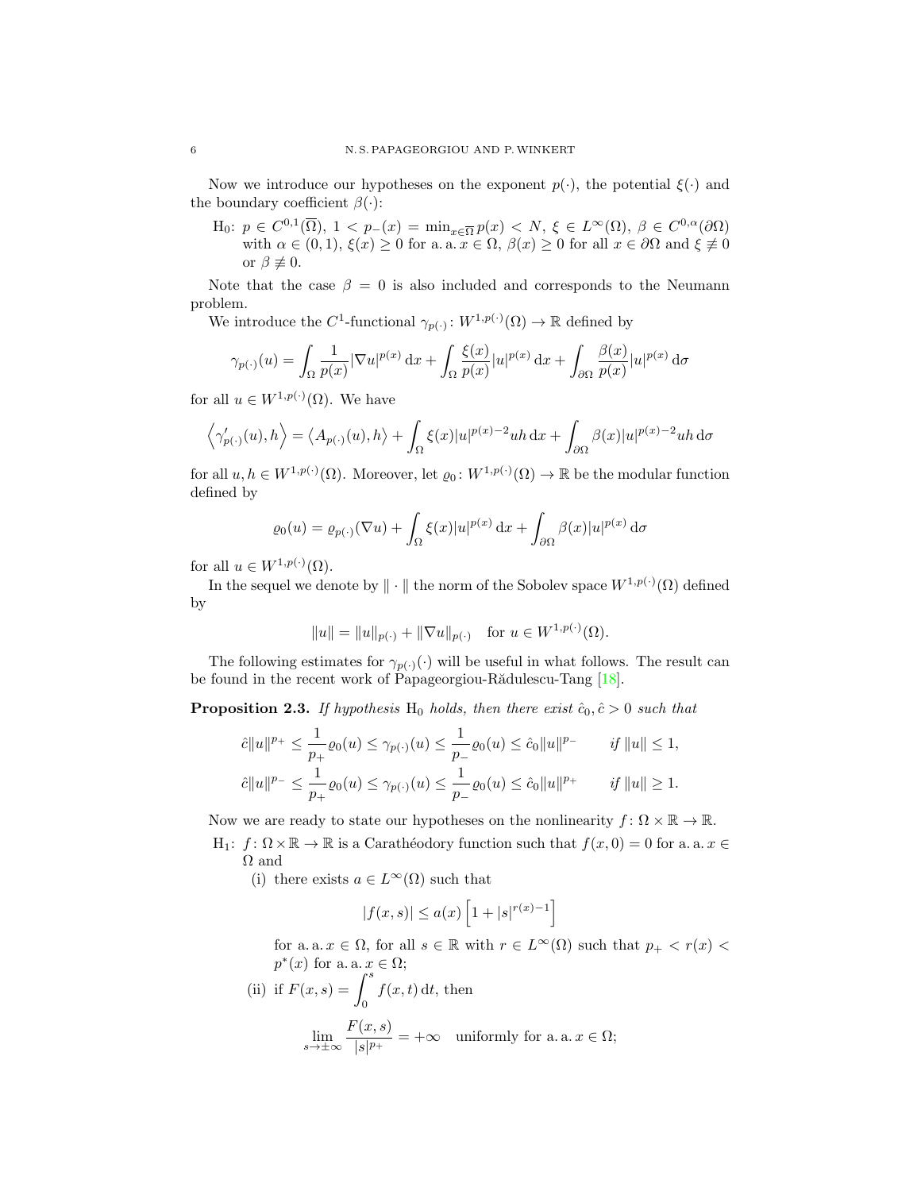Now we introduce our hypotheses on the exponent $p(\cdot)$, the potential $\xi(\cdot)$ and the boundary coefficient $\beta(\cdot)$:

- H$_0$: $p \in C^{0,1}(\overline{\Omega})$, $1 < p_-(x) = \min_{x\in\overline{\Omega}} p(x) < N$, $\xi \in L^\infty(\Omega)$, $\beta \in C^{0,\alpha}(\partial\Omega)$ with $\alpha \in (0,1)$, $\xi(x) \geq 0$ for a. a. $x \in \Omega$, $\beta(x) \geq 0$ for all $x \in \partial\Omega$ and $\xi \not\equiv 0$ or $\beta \not\equiv 0$.

Note that the case $\beta = 0$ is also included and corresponds to the Neumann problem.

We introduce the $C^1$-functional $\gamma_{p(\cdot)} \colon W^{1,p(\cdot)}(\Omega) \to \mathbb{R}$ defined by

$$\gamma_{p(\cdot)}(u) = \int_\Omega \frac{1}{p(x)} |\nabla u|^{p(x)} \,\mathrm{d}x + \int_\Omega \frac{\xi(x)}{p(x)} |u|^{p(x)} \,\mathrm{d}x + \int_{\partial\Omega} \frac{\beta(x)}{p(x)} |u|^{p(x)} \,\mathrm{d}\sigma$$

for all $u \in W^{1,p(\cdot)}(\Omega)$. We have

$$\left\langle \gamma'_{p(\cdot)}(u), h \right\rangle = \left\langle A_{p(\cdot)}(u), h \right\rangle + \int_\Omega \xi(x) |u|^{p(x)-2} uh \,\mathrm{d}x + \int_{\partial\Omega} \beta(x) |u|^{p(x)-2} uh \,\mathrm{d}\sigma$$

for all $u, h \in W^{1,p(\cdot)}(\Omega)$. Moreover, let $\varrho_0 \colon W^{1,p(\cdot)}(\Omega) \to \mathbb{R}$ be the modular function defined by

$$\varrho_0(u) = \varrho_{p(\cdot)}(\nabla u) + \int_\Omega \xi(x) |u|^{p(x)} \,\mathrm{d}x + \int_{\partial\Omega} \beta(x) |u|^{p(x)} \,\mathrm{d}\sigma$$

for all $u \in W^{1,p(\cdot)}(\Omega)$.

In the sequel we denote by $\|\cdot\|$ the norm of the Sobolev space $W^{1,p(\cdot)}(\Omega)$ defined by

$$\|u\| = \|u\|_{p(\cdot)} + \|\nabla u\|_{p(\cdot)} \quad \text{for } u \in W^{1,p(\cdot)}(\Omega).$$

The following estimates for $\gamma_{p(\cdot)}(\cdot)$ will be useful in what follows. The result can be found in the recent work of Papageorgiou-Rădulescu-Tang [18].

**Proposition 2.3.** *If hypothesis* H$_0$ *holds, then there exist* $\hat{c}_0, \hat{c} > 0$ *such that*

$$\hat{c}\|u\|^{p_+} \leq \frac{1}{p_+} \varrho_0(u) \leq \gamma_{p(\cdot)}(u) \leq \frac{1}{p_-} \varrho_0(u) \leq \hat{c}_0 \|u\|^{p_-} \qquad \text{if } \|u\| \leq 1,$$

$$\hat{c}\|u\|^{p_-} \leq \frac{1}{p_+} \varrho_0(u) \leq \gamma_{p(\cdot)}(u) \leq \frac{1}{p_-} \varrho_0(u) \leq \hat{c}_0 \|u\|^{p_+} \qquad \text{if } \|u\| \geq 1.$$

Now we are ready to state our hypotheses on the nonlinearity $f \colon \Omega \times \mathbb{R} \to \mathbb{R}$.

- H$_1$: $f \colon \Omega \times \mathbb{R} \to \mathbb{R}$ is a Carathéodory function such that $f(x,0) = 0$ for a. a. $x \in \Omega$ and
  - (i) there exists $a \in L^\infty(\Omega)$ such that
  $$|f(x,s)| \leq a(x) \left[1 + |s|^{r(x)-1}\right]$$
  for a. a. $x \in \Omega$, for all $s \in \mathbb{R}$ with $r \in L^\infty(\Omega)$ such that $p_+ < r(x) < p^*(x)$ for a. a. $x \in \Omega$;
  - (ii) if $F(x,s) = \displaystyle\int_0^s f(x,t) \,\mathrm{d}t$, then
  $$\lim_{s \to \pm\infty} \frac{F(x,s)}{|s|^{p_+}} = +\infty \quad \text{uniformly for a. a. } x \in \Omega;$$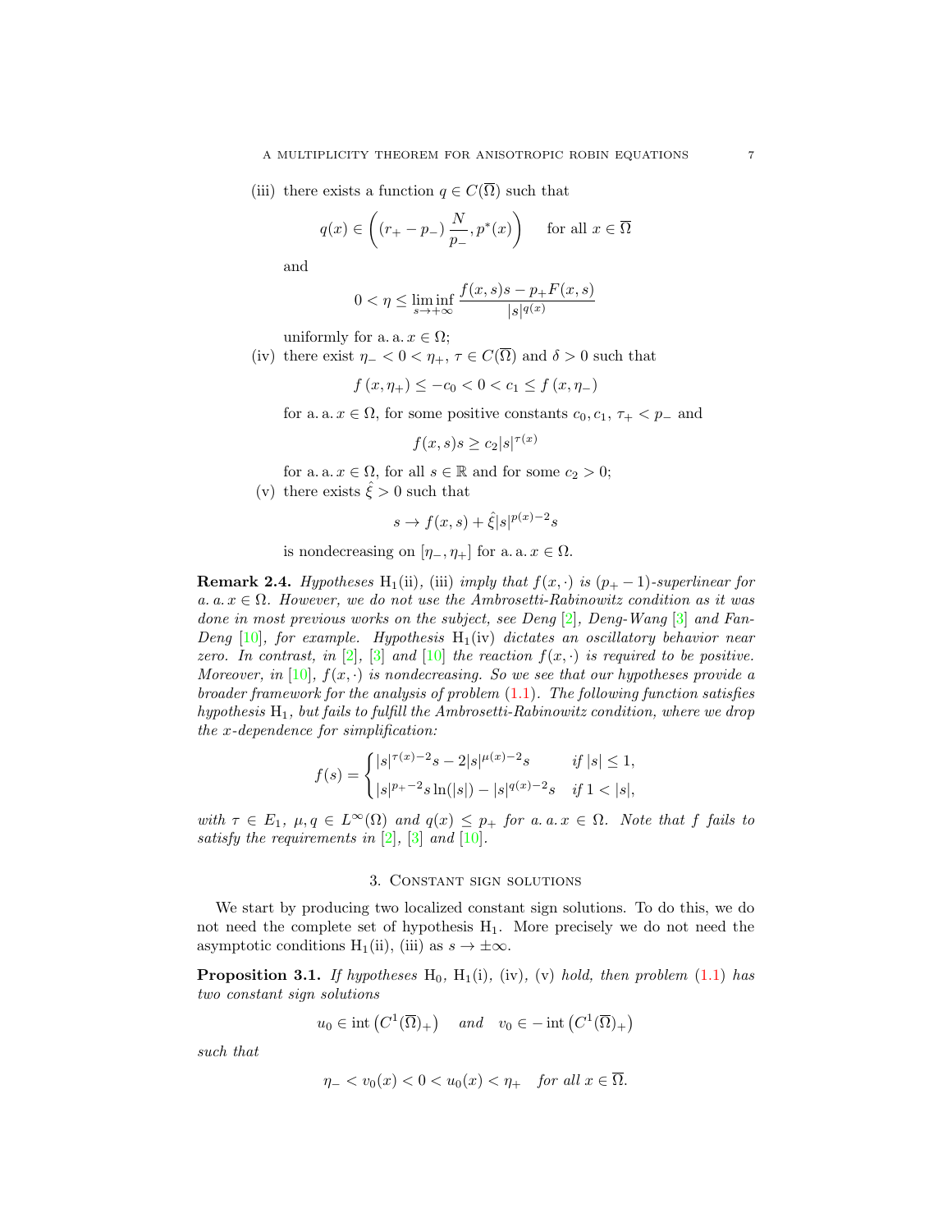(iii) there exists a function $q \in C(\overline{\Omega})$ such that

$$q(x) \in \left( (r_+ - p_-) \frac{N}{p_-}, p^*(x) \right) \quad \text{for all } x \in \overline{\Omega}$$

and

$$0 < \eta \leq \liminf_{s \to +\infty} \frac{f(x,s)s - p_+ F(x,s)}{|s|^{q(x)}}$$

uniformly for a. a. $x \in \Omega$;

(iv) there exist $\eta_- < 0 < \eta_+$, $\tau \in C(\overline{\Omega})$ and $\delta > 0$ such that

$$f(x, \eta_+) \leq -c_0 < 0 < c_1 \leq f(x, \eta_-)$$

for a. a. $x \in \Omega$, for some positive constants $c_0, c_1$, $\tau_+ < p_-$ and

$$f(x,s)s \geq c_2 |s|^{\tau(x)}$$

for a. a. $x \in \Omega$, for all $s \in \mathbb{R}$ and for some $c_2 > 0$;

(v) there exists $\hat{\xi} > 0$ such that

$$s \to f(x,s) + \hat{\xi} |s|^{p(x)-2} s$$

is nondecreasing on $[\eta_-, \eta_+]$ for a. a. $x \in \Omega$.

**Remark 2.4.** *Hypotheses* $\mathrm{H}_1$(ii), (iii) *imply that* $f(x,\cdot)$ *is* $(p_+ - 1)$*-superlinear for a. a.* $x \in \Omega$. *However, we do not use the Ambrosetti-Rabinowitz condition as it was done in most previous works on the subject, see Deng [2], Deng-Wang [3] and Fan-Deng [10], for example. Hypothesis* $\mathrm{H}_1$(iv) *dictates an oscillatory behavior near zero. In contrast, in [2], [3] and [10] the reaction* $f(x,\cdot)$ *is required to be positive. Moreover, in [10],* $f(x,\cdot)$ *is nondecreasing. So we see that our hypotheses provide a broader framework for the analysis of problem (1.1). The following function satisfies hypothesis* $\mathrm{H}_1$, *but fails to fulfill the Ambrosetti-Rabinowitz condition, where we drop the x-dependence for simplification:*

$$f(s) = \begin{cases} |s|^{\tau(x)-2}s - 2|s|^{\mu(x)-2}s & \text{if } |s| \leq 1, \\ |s|^{p_+-2}s\ln(|s|) - |s|^{q(x)-2}s & \text{if } 1 < |s|, \end{cases}$$

*with* $\tau \in E_1$, $\mu, q \in L^\infty(\Omega)$ *and* $q(x) \leq p_+$ *for a. a.* $x \in \Omega$. *Note that* $f$ *fails to satisfy the requirements in [2], [3] and [10].*

## 3. Constant sign solutions

We start by producing two localized constant sign solutions. To do this, we do not need the complete set of hypothesis $\mathrm{H}_1$. More precisely we do not need the asymptotic conditions $\mathrm{H}_1$(ii), (iii) as $s \to \pm\infty$.

**Proposition 3.1.** *If hypotheses* $\mathrm{H}_0$, $\mathrm{H}_1$(i), (iv), (v) *hold, then problem (1.1) has two constant sign solutions*

$$u_0 \in \operatorname{int}\left(C^1(\overline{\Omega})_+\right) \quad \text{and} \quad v_0 \in -\operatorname{int}\left(C^1(\overline{\Omega})_+\right)$$

*such that*

$$\eta_- < v_0(x) < 0 < u_0(x) < \eta_+ \quad \text{for all } x \in \overline{\Omega}.$$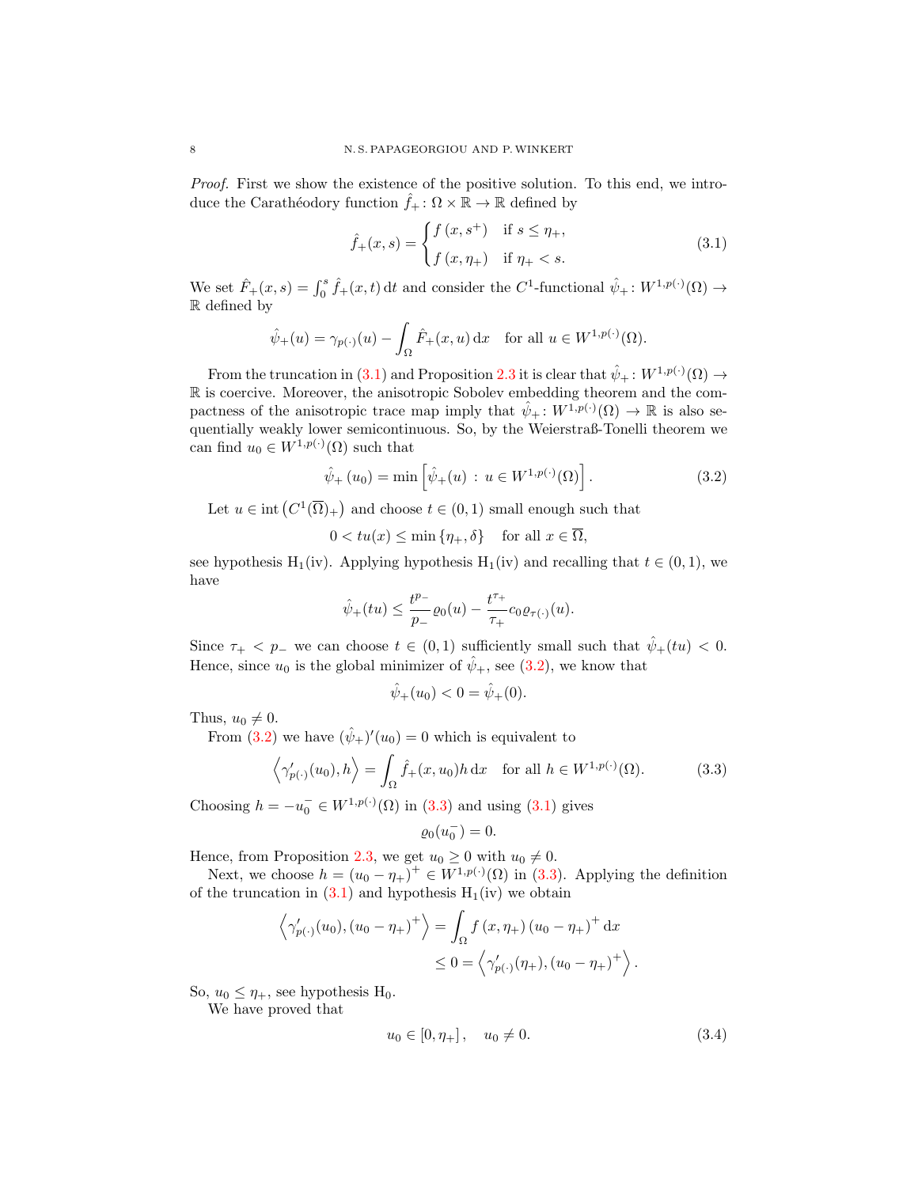*Proof.* First we show the existence of the positive solution. To this end, we introduce the Carathéodory function $\hat{f}_+ \colon \Omega \times \mathbb{R} \to \mathbb{R}$ defined by

$$
\hat{f}_+(x,s) = \begin{cases} f\left(x, s^+\right) & \text{if } s \leq \eta_+, \\ f\left(x, \eta_+\right) & \text{if } \eta_+ < s. \end{cases} \tag{3.1}
$$

We set $\hat{F}_+(x,s) = \int_0^s \hat{f}_+(x,t)\,\mathrm{d}t$ and consider the $C^1$-functional $\hat{\psi}_+ \colon W^{1,p(\cdot)}(\Omega) \to \mathbb{R}$ defined by

$$
\hat{\psi}_+(u) = \gamma_{p(\cdot)}(u) - \int_\Omega \hat{F}_+(x,u)\,\mathrm{d}x \quad \text{for all } u \in W^{1,p(\cdot)}(\Omega).
$$

From the truncation in (3.1) and Proposition 2.3 it is clear that $\hat{\psi}_+ \colon W^{1,p(\cdot)}(\Omega) \to \mathbb{R}$ is coercive. Moreover, the anisotropic Sobolev embedding theorem and the compactness of the anisotropic trace map imply that $\hat{\psi}_+ \colon W^{1,p(\cdot)}(\Omega) \to \mathbb{R}$ is also sequentially weakly lower semicontinuous. So, by the Weierstraß-Tonelli theorem we can find $u_0 \in W^{1,p(\cdot)}(\Omega)$ such that

$$
\hat{\psi}_+\left(u_0\right) = \min\left[\hat{\psi}_+(u) \,:\, u \in W^{1,p(\cdot)}(\Omega)\right]. \tag{3.2}
$$

Let $u \in \operatorname{int}\left(C^1(\overline{\Omega})_+\right)$ and choose $t \in (0,1)$ small enough such that

$$
0 < tu(x) \leq \min\left\{\eta_+, \delta\right\} \quad \text{for all } x \in \overline{\Omega},
$$

see hypothesis H$_1$(iv). Applying hypothesis H$_1$(iv) and recalling that $t \in (0,1)$, we have

$$
\hat{\psi}_+(tu) \leq \frac{t^{p_-}}{p_-}\varrho_0(u) - \frac{t^{\tau_+}}{\tau_+}c_0\varrho_{\tau(\cdot)}(u).
$$

Since $\tau_+ < p_-$ we can choose $t \in (0,1)$ sufficiently small such that $\hat{\psi}_+(tu) < 0$. Hence, since $u_0$ is the global minimizer of $\hat{\psi}_+$, see (3.2), we know that

$$
\hat{\psi}_+(u_0) < 0 = \hat{\psi}_+(0).
$$

Thus, $u_0 \neq 0$.

From (3.2) we have $(\hat{\psi}_+)'(u_0) = 0$ which is equivalent to

$$
\left\langle \gamma'_{p(\cdot)}(u_0), h \right\rangle = \int_\Omega \hat{f}_+(x,u_0)h\,\mathrm{d}x \quad \text{for all } h \in W^{1,p(\cdot)}(\Omega). \tag{3.3}
$$

Choosing $h = -u_0^- \in W^{1,p(\cdot)}(\Omega)$ in (3.3) and using (3.1) gives

$$
\varrho_0(u_0^-) = 0.
$$

Hence, from Proposition 2.3, we get $u_0 \geq 0$ with $u_0 \neq 0$.

Next, we choose $h = (u_0 - \eta_+)^+ \in W^{1,p(\cdot)}(\Omega)$ in (3.3). Applying the definition of the truncation in (3.1) and hypothesis H$_1$(iv) we obtain

$$
\begin{aligned}
\left\langle \gamma'_{p(\cdot)}(u_0), (u_0 - \eta_+)^+ \right\rangle &= \int_\Omega f\left(x, \eta_+\right)\left(u_0 - \eta_+\right)^+\mathrm{d}x \\
&\leq 0 = \left\langle \gamma'_{p(\cdot)}(\eta_+), (u_0 - \eta_+)^+ \right\rangle.
\end{aligned}
$$

So, $u_0 \leq \eta_+$, see hypothesis H$_0$.

We have proved that

$$
u_0 \in \left[0, \eta_+\right], \quad u_0 \neq 0. \tag{3.4}
$$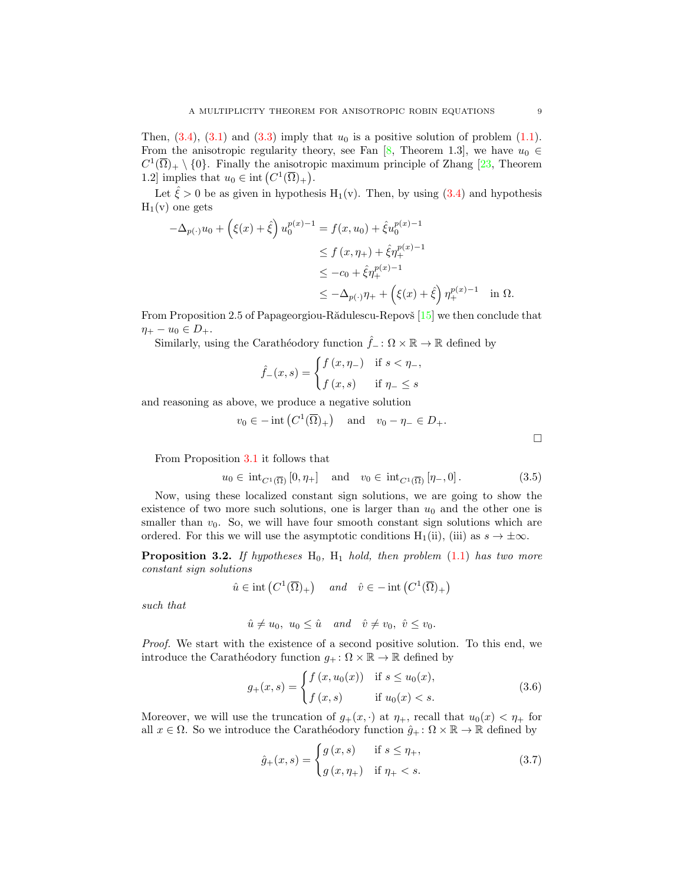Then, (3.4), (3.1) and (3.3) imply that $u_0$ is a positive solution of problem (1.1). From the anisotropic regularity theory, see Fan [8, Theorem 1.3], we have $u_0 \in C^1(\overline{\Omega})_+ \setminus \{0\}$. Finally the anisotropic maximum principle of Zhang [23, Theorem 1.2] implies that $u_0 \in \operatorname{int}\left(C^1(\overline{\Omega})_+\right)$.

Let $\hat{\xi} > 0$ be as given in hypothesis $\mathrm{H}_1$(v). Then, by using (3.4) and hypothesis $\mathrm{H}_1$(v) one gets

$$
\begin{aligned}
-\Delta_{p(\cdot)} u_0 + \left(\xi(x) + \hat{\xi}\right) u_0^{p(x)-1} &= f(x, u_0) + \hat{\xi} u_0^{p(x)-1} \\
&\leq f\left(x, \eta_+\right) + \hat{\xi} \eta_+^{p(x)-1} \\
&\leq -c_0 + \hat{\xi} \eta_+^{p(x)-1} \\
&\leq -\Delta_{p(\cdot)} \eta_+ + \left(\xi(x) + \hat{\xi}\right) \eta_+^{p(x)-1} \quad \text{in } \Omega.
\end{aligned}
$$

From Proposition 2.5 of Papageorgiou-Rădulescu-Repovš [15] we then conclude that $\eta_+ - u_0 \in D_+$.

Similarly, using the Carathéodory function $\hat{f}_- \colon \Omega \times \mathbb{R} \to \mathbb{R}$ defined by

$$
\hat{f}_-(x, s) = \begin{cases} f\left(x, \eta_-\right) & \text{if } s < \eta_-, \\ f\left(x, s\right) & \text{if } \eta_- \leq s \end{cases}
$$

and reasoning as above, we produce a negative solution

$$
v_0 \in -\operatorname{int}\left(C^1(\overline{\Omega})_+\right) \quad \text{and} \quad v_0 - \eta_- \in D_+.
$$

$\square$

From Proposition 3.1 it follows that

$$
u_0 \in \operatorname{int}_{C^1(\overline{\Omega})}\left[0, \eta_+\right] \quad \text{and} \quad v_0 \in \operatorname{int}_{C^1(\overline{\Omega})}\left[\eta_-, 0\right]. \tag{3.5}
$$

Now, using these localized constant sign solutions, we are going to show the existence of two more such solutions, one is larger than $u_0$ and the other one is smaller than $v_0$. So, we will have four smooth constant sign solutions which are ordered. For this we will use the asymptotic conditions $\mathrm{H}_1$(ii), (iii) as $s \to \pm\infty$.

**Proposition 3.2.** *If hypotheses* $\mathrm{H}_0$, $\mathrm{H}_1$ *hold, then problem* (1.1) *has two more constant sign solutions*

$$
\hat{u} \in \operatorname{int}\left(C^1(\overline{\Omega})_+\right) \quad \text{and} \quad \hat{v} \in -\operatorname{int}\left(C^1(\overline{\Omega})_+\right)
$$

*such that*

$$
\hat{u} \neq u_0, \ u_0 \leq \hat{u} \quad \text{and} \quad \hat{v} \neq v_0, \ \hat{v} \leq v_0.
$$

*Proof.* We start with the existence of a second positive solution. To this end, we introduce the Carathéodory function $g_+ \colon \Omega \times \mathbb{R} \to \mathbb{R}$ defined by

$$
g_+(x, s) = \begin{cases} f\left(x, u_0(x)\right) & \text{if } s \leq u_0(x), \\ f\left(x, s\right) & \text{if } u_0(x) < s. \end{cases} \tag{3.6}
$$

Moreover, we will use the truncation of $g_+(x, \cdot)$ at $\eta_+$, recall that $u_0(x) < \eta_+$ for all $x \in \Omega$. So we introduce the Carathéodory function $\hat{g}_+ \colon \Omega \times \mathbb{R} \to \mathbb{R}$ defined by

$$
\hat{g}_+(x, s) = \begin{cases} g\left(x, s\right) & \text{if } s \leq \eta_+, \\ g\left(x, \eta_+\right) & \text{if } \eta_+ < s. \end{cases} \tag{3.7}
$$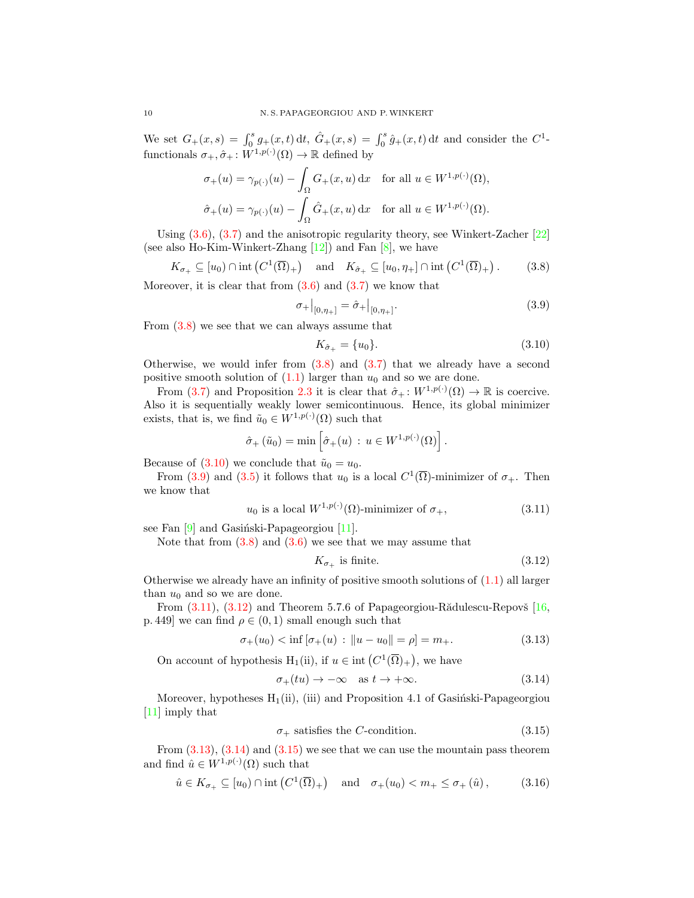We set $G_+(x,s) = \int_0^s g_+(x,t)\,\mathrm{d}t$, $\hat{G}_+(x,s) = \int_0^s \hat{g}_+(x,t)\,\mathrm{d}t$ and consider the $C^1$-functionals $\sigma_+, \hat{\sigma}_+ \colon W^{1,p(\cdot)}(\Omega) \to \mathbb{R}$ defined by

$$
\begin{aligned}
\sigma_+(u) &= \gamma_{p(\cdot)}(u) - \int_\Omega G_+(x,u)\,\mathrm{d}x \quad \text{for all } u \in W^{1,p(\cdot)}(\Omega),\\
\hat{\sigma}_+(u) &= \gamma_{p(\cdot)}(u) - \int_\Omega \hat{G}_+(x,u)\,\mathrm{d}x \quad \text{for all } u \in W^{1,p(\cdot)}(\Omega).
\end{aligned}
$$

Using (3.6), (3.7) and the anisotropic regularity theory, see Winkert-Zacher [22] (see also Ho-Kim-Winkert-Zhang [12]) and Fan [8], we have

$$
K_{\sigma_+} \subseteq [u_0) \cap \operatorname{int}\left(C^1(\overline{\Omega})_+\right) \quad \text{and} \quad K_{\hat{\sigma}_+} \subseteq [u_0, \eta_+] \cap \operatorname{int}\left(C^1(\overline{\Omega})_+\right). \tag{3.8}
$$

Moreover, it is clear that from (3.6) and (3.7) we know that

$$
\sigma_+\big|_{[0,\eta_+]} = \hat{\sigma}_+\big|_{[0,\eta_+]}. \tag{3.9}
$$

From (3.8) we see that we can always assume that

$$
K_{\hat{\sigma}_+} = \{u_0\}. \tag{3.10}
$$

Otherwise, we would infer from (3.8) and (3.7) that we already have a second positive smooth solution of (1.1) larger than $u_0$ and so we are done.

From (3.7) and Proposition 2.3 it is clear that $\hat{\sigma}_+ \colon W^{1,p(\cdot)}(\Omega) \to \mathbb{R}$ is coercive. Also it is sequentially weakly lower semicontinuous. Hence, its global minimizer exists, that is, we find $\tilde{u}_0 \in W^{1,p(\cdot)}(\Omega)$ such that

$$
\hat{\sigma}_+(\tilde{u}_0) = \min\left[\hat{\sigma}_+(u) \,:\, u \in W^{1,p(\cdot)}(\Omega)\right].
$$

Because of (3.10) we conclude that $\tilde{u}_0 = u_0$.

From (3.9) and (3.5) it follows that $u_0$ is a local $C^1(\overline{\Omega})$-minimizer of $\sigma_+$. Then we know that

$$
u_0 \text{ is a local } W^{1,p(\cdot)}(\Omega)\text{-minimizer of } \sigma_+, \tag{3.11}
$$

see Fan [9] and Gasiński-Papageorgiou [11].

Note that from (3.8) and (3.6) we see that we may assume that

$$
K_{\sigma_+} \text{ is finite.} \tag{3.12}
$$

Otherwise we already have an infinity of positive smooth solutions of (1.1) all larger than $u_0$ and so we are done.

From (3.11), (3.12) and Theorem 5.7.6 of Papageorgiou-Rădulescu-Repovš [16, p. 449] we can find $\rho \in (0,1)$ small enough such that

$$
\sigma_+(u_0) < \inf\left[\sigma_+(u) \,:\, \|u - u_0\| = \rho\right] = m_+. \tag{3.13}
$$

On account of hypothesis H$_1$(ii), if $u \in \operatorname{int}\left(C^1(\overline{\Omega})_+\right)$, we have

$$
\sigma_+(tu) \to -\infty \quad \text{as } t \to +\infty. \tag{3.14}
$$

Moreover, hypotheses H$_1$(ii), (iii) and Proposition 4.1 of Gasiński-Papageorgiou [11] imply that

$$
\sigma_+ \text{ satisfies the } C\text{-condition.} \tag{3.15}
$$

From (3.13), (3.14) and (3.15) we see that we can use the mountain pass theorem and find $\hat{u} \in W^{1,p(\cdot)}(\Omega)$ such that

$$
\hat{u} \in K_{\sigma_+} \subseteq [u_0) \cap \operatorname{int}\left(C^1(\overline{\Omega})_+\right) \quad \text{and} \quad \sigma_+(u_0) < m_+ \leq \sigma_+(\hat{u}), \tag{3.16}
$$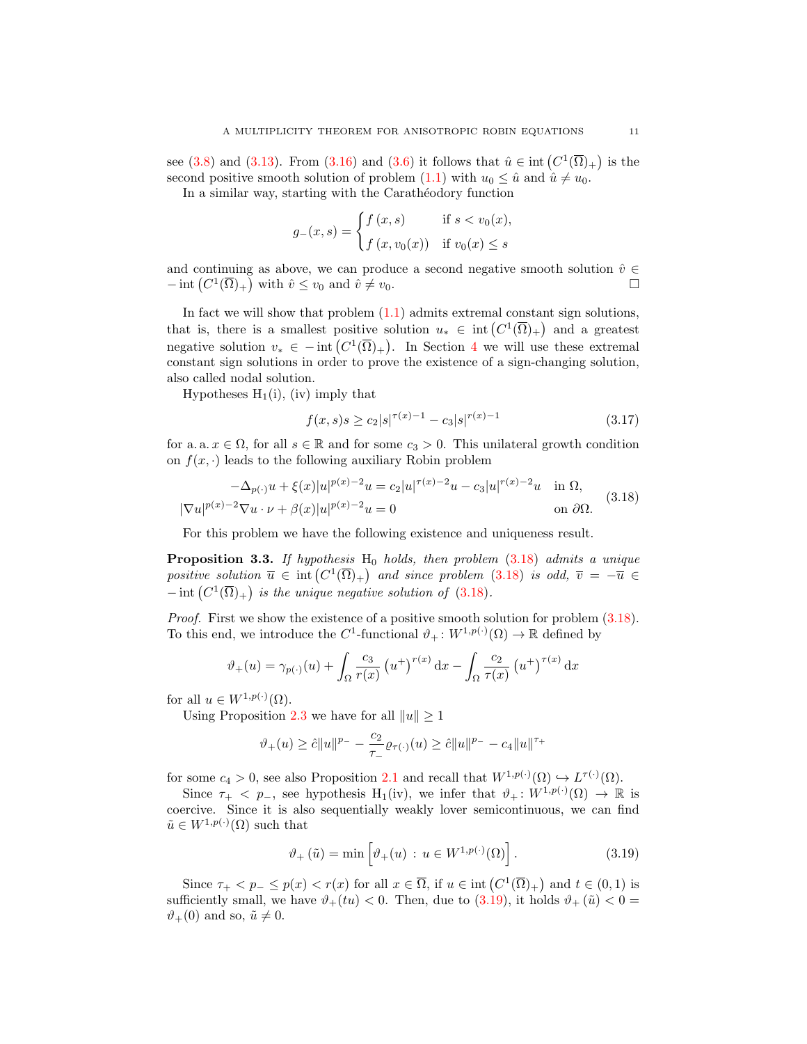see (3.8) and (3.13). From (3.16) and (3.6) it follows that $\hat{u} \in \operatorname{int}\left(C^1(\overline{\Omega})_+\right)$ is the second positive smooth solution of problem (1.1) with $u_0 \leq \hat{u}$ and $\hat{u} \neq u_0$.

In a similar way, starting with the Carathéodory function

$$
g_-(x,s) = \begin{cases} f\left(x,s\right) & \text{if } s < v_0(x), \\ f\left(x, v_0(x)\right) & \text{if } v_0(x) \leq s \end{cases}
$$

and continuing as above, we can produce a second negative smooth solution $\hat{v} \in -\operatorname{int}\left(C^1(\overline{\Omega})_+\right)$ with $\hat{v} \leq v_0$ and $\hat{v} \neq v_0$. $\square$

In fact we will show that problem (1.1) admits extremal constant sign solutions, that is, there is a smallest positive solution $u_* \in \operatorname{int}\left(C^1(\overline{\Omega})_+\right)$ and a greatest negative solution $v_* \in -\operatorname{int}\left(C^1(\overline{\Omega})_+\right)$. In Section 4 we will use these extremal constant sign solutions in order to prove the existence of a sign-changing solution, also called nodal solution.

Hypotheses $\mathrm{H}_1$(i), (iv) imply that

$$
f(x,s)s \geq c_2|s|^{\tau(x)-1} - c_3|s|^{r(x)-1} \tag{3.17}
$$

for a. a. $x \in \Omega$, for all $s \in \mathbb{R}$ and for some $c_3 > 0$. This unilateral growth condition on $f(x,\cdot)$ leads to the following auxiliary Robin problem

$$
\begin{aligned}
-\Delta_{p(\cdot)}u + \xi(x)|u|^{p(x)-2}u &= c_2|u|^{\tau(x)-2}u - c_3|u|^{r(x)-2}u \quad \text{in } \Omega, \\
|\nabla u|^{p(x)-2}\nabla u \cdot \nu + \beta(x)|u|^{p(x)-2}u &= 0 \quad \text{on } \partial\Omega.
\end{aligned} \tag{3.18}
$$

For this problem we have the following existence and uniqueness result.

**Proposition 3.3.** *If hypothesis* $\mathrm{H}_0$ *holds, then problem* (3.18) *admits a unique positive solution* $\overline{u} \in \operatorname{int}\left(C^1(\overline{\Omega})_+\right)$ *and since problem* (3.18) *is odd,* $\overline{v} = -\overline{u} \in -\operatorname{int}\left(C^1(\overline{\Omega})_+\right)$ *is the unique negative solution of* (3.18).

*Proof.* First we show the existence of a positive smooth solution for problem (3.18). To this end, we introduce the $C^1$-functional $\vartheta_+ \colon W^{1,p(\cdot)}(\Omega) \to \mathbb{R}$ defined by

$$
\vartheta_+(u) = \gamma_{p(\cdot)}(u) + \int_\Omega \frac{c_3}{r(x)}\left(u^+\right)^{r(x)} \mathrm{d}x - \int_\Omega \frac{c_2}{\tau(x)}\left(u^+\right)^{\tau(x)} \mathrm{d}x
$$

for all $u \in W^{1,p(\cdot)}(\Omega)$.

Using Proposition 2.3 we have for all $\|u\| \geq 1$

$$
\vartheta_+(u) \geq \hat{c}\|u\|^{p_-} - \frac{c_2}{\tau_-}\varrho_{\tau(\cdot)}(u) \geq \hat{c}\|u\|^{p_-} - c_4\|u\|^{\tau_+}
$$

for some $c_4 > 0$, see also Proposition 2.1 and recall that $W^{1,p(\cdot)}(\Omega) \hookrightarrow L^{\tau(\cdot)}(\Omega)$.

Since $\tau_+ < p_-$, see hypothesis $\mathrm{H}_1$(iv), we infer that $\vartheta_+ \colon W^{1,p(\cdot)}(\Omega) \to \mathbb{R}$ is coercive. Since it is also sequentially weakly lover semicontinuous, we can find $\tilde{u} \in W^{1,p(\cdot)}(\Omega)$ such that

$$
\vartheta_+\left(\tilde{u}\right) = \min\left[\vartheta_+(u) \,:\, u \in W^{1,p(\cdot)}(\Omega)\right]. \tag{3.19}
$$

Since $\tau_+ < p_- \leq p(x) < r(x)$ for all $x \in \overline{\Omega}$, if $u \in \operatorname{int}\left(C^1(\overline{\Omega})_+\right)$ and $t \in (0,1)$ is sufficiently small, we have $\vartheta_+(tu) < 0$. Then, due to (3.19), it holds $\vartheta_+\left(\tilde{u}\right) < 0 = \vartheta_+(0)$ and so, $\tilde{u} \neq 0$.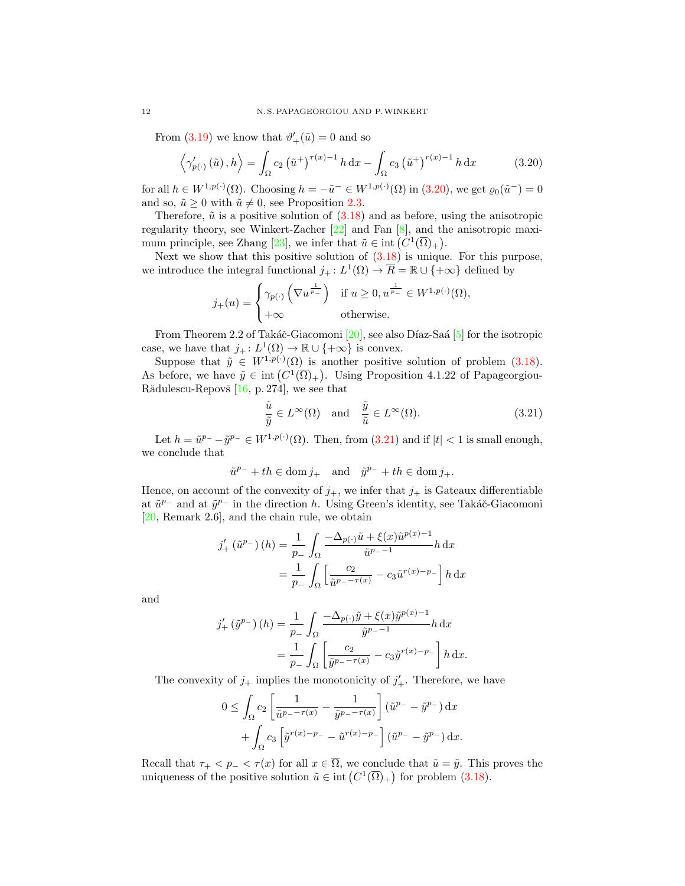From (3.19) we know that $\vartheta'_+(\tilde{u}) = 0$ and so

$$\left\langle \gamma'_{p(\cdot)}\left(\tilde{u}\right), h\right\rangle = \int_\Omega c_2 \left(\tilde{u}^+\right)^{\tau(x)-1} h \,\mathrm{d}x - \int_\Omega c_3 \left(\tilde{u}^+\right)^{r(x)-1} h \,\mathrm{d}x \tag{3.20}$$

for all $h \in W^{1,p(\cdot)}(\Omega)$. Choosing $h = -\tilde{u}^- \in W^{1,p(\cdot)}(\Omega)$ in (3.20), we get $\varrho_0(\tilde{u}^-) = 0$ and so, $\tilde{u} \geq 0$ with $\tilde{u} \neq 0$, see Proposition 2.3.

Therefore, $\tilde{u}$ is a positive solution of (3.18) and as before, using the anisotropic regularity theory, see Winkert-Zacher [22] and Fan [8], and the anisotropic maximum principle, see Zhang [23], we infer that $\tilde{u} \in \operatorname{int}\left(C^1(\overline{\Omega})_+\right)$.

Next we show that this positive solution of (3.18) is unique. For this purpose, we introduce the integral functional $j_+ \colon L^1(\Omega) \to \overline{R} = \mathbb{R} \cup \{+\infty\}$ defined by

$$j_+(u) = \begin{cases} \gamma_{p(\cdot)}\left(\nabla u^{\frac{1}{p_-}}\right) & \text{if } u \geq 0, u^{\frac{1}{p_-}} \in W^{1,p(\cdot)}(\Omega), \\ +\infty & \text{otherwise.} \end{cases}$$

From Theorem 2.2 of Takáč-Giacomoni [20], see also Díaz-Saá [5] for the isotropic case, we have that $j_+ \colon L^1(\Omega) \to \mathbb{R} \cup \{+\infty\}$ is convex.

Suppose that $\tilde{y} \in W^{1,p(\cdot)}(\Omega)$ is another positive solution of problem (3.18). As before, we have $\tilde{y} \in \operatorname{int}\left(C^1(\overline{\Omega})_+\right)$. Using Proposition 4.1.22 of Papageorgiou-Rădulescu-Repovš [16, p. 274], we see that

$$\frac{\tilde{u}}{\tilde{y}} \in L^\infty(\Omega) \quad \text{and} \quad \frac{\tilde{y}}{\tilde{u}} \in L^\infty(\Omega). \tag{3.21}$$

Let $h = \tilde{u}^{p_-} - \tilde{y}^{p_-} \in W^{1,p(\cdot)}(\Omega)$. Then, from (3.21) and if $|t| < 1$ is small enough, we conclude that

$$\tilde{u}^{p_-} + th \in \operatorname{dom} j_+ \quad \text{and} \quad \tilde{y}^{p_-} + th \in \operatorname{dom} j_+.$$

Hence, on account of the convexity of $j_+$, we infer that $j_+$ is Gateaux differentiable at $\tilde{u}^{p_-}$ and at $\tilde{y}^{p_-}$ in the direction $h$. Using Green's identity, see Takáč-Giacomoni [20, Remark 2.6], and the chain rule, we obtain

$$\begin{aligned} j'_+\left(\tilde{u}^{p_-}\right)(h) &= \frac{1}{p_-} \int_\Omega \frac{-\Delta_{p(\cdot)}\tilde{u} + \xi(x)\tilde{u}^{p(x)-1}}{\tilde{u}^{p_- -1}} h \,\mathrm{d}x \\ &= \frac{1}{p_-} \int_\Omega \left[\frac{c_2}{\tilde{u}^{p_- - \tau(x)}} - c_3 \tilde{u}^{r(x)-p_-}\right] h \,\mathrm{d}x \end{aligned}$$

and

$$\begin{aligned} j'_+\left(\tilde{y}^{p_-}\right)(h) &= \frac{1}{p_-} \int_\Omega \frac{-\Delta_{p(\cdot)}\tilde{y} + \xi(x)\tilde{y}^{p(x)-1}}{\tilde{y}^{p_- -1}} h \,\mathrm{d}x \\ &= \frac{1}{p_-} \int_\Omega \left[\frac{c_2}{\tilde{y}^{p_- - \tau(x)}} - c_3 \tilde{y}^{r(x)-p_-}\right] h \,\mathrm{d}x. \end{aligned}$$

The convexity of $j_+$ implies the monotonicity of $j'_+$. Therefore, we have

$$\begin{aligned} 0 \leq &\int_\Omega c_2 \left[\frac{1}{\tilde{u}^{p_- - \tau(x)}} - \frac{1}{\tilde{y}^{p_- - \tau(x)}}\right] \left(\tilde{u}^{p_-} - \tilde{y}^{p_-}\right) \mathrm{d}x \\ &+ \int_\Omega c_3 \left[\tilde{y}^{r(x)-p_-} - \tilde{u}^{r(x)-p_-}\right] \left(\tilde{u}^{p_-} - \tilde{y}^{p_-}\right) \mathrm{d}x. \end{aligned}$$

Recall that $\tau_+ < p_- < \tau(x)$ for all $x \in \overline{\Omega}$, we conclude that $\tilde{u} = \tilde{y}$. This proves the uniqueness of the positive solution $\tilde{u} \in \operatorname{int}\left(C^1(\overline{\Omega})_+\right)$ for problem (3.18).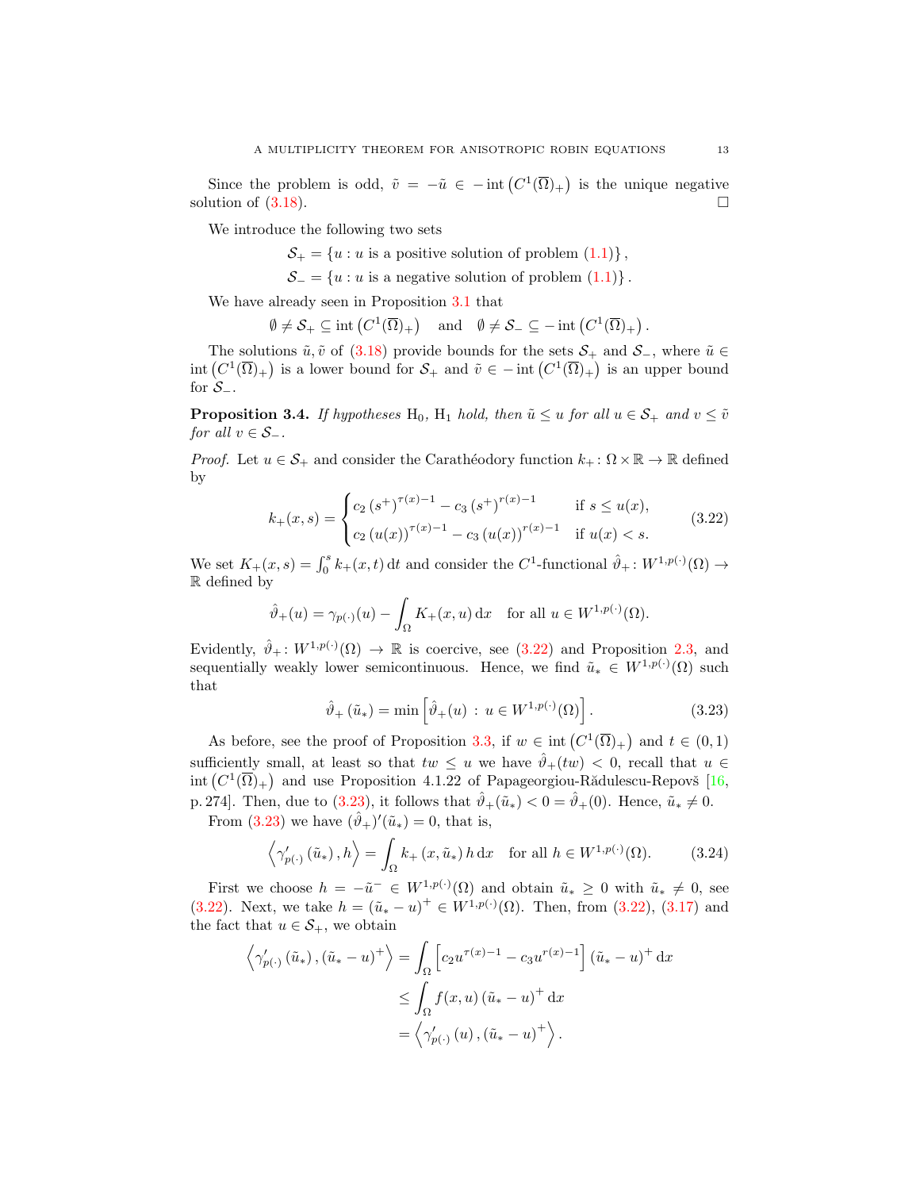Since the problem is odd, $\tilde{v} = -\tilde{u} \in -\operatorname{int}\left(C^1(\overline{\Omega})_+\right)$ is the unique negative solution of (3.18). $\square$

We introduce the following two sets

$$\mathcal{S}_+ = \{u : u \text{ is a positive solution of problem (1.1)}\},$$
$$\mathcal{S}_- = \{u : u \text{ is a negative solution of problem (1.1)}\}.$$

We have already seen in Proposition 3.1 that

$$\emptyset \neq \mathcal{S}_+ \subseteq \operatorname{int}\left(C^1(\overline{\Omega})_+\right) \quad \text{and} \quad \emptyset \neq \mathcal{S}_- \subseteq -\operatorname{int}\left(C^1(\overline{\Omega})_+\right).$$

The solutions $\tilde{u}, \tilde{v}$ of (3.18) provide bounds for the sets $\mathcal{S}_+$ and $\mathcal{S}_-$, where $\tilde{u} \in \operatorname{int}\left(C^1(\overline{\Omega})_+\right)$ is a lower bound for $\mathcal{S}_+$ and $\tilde{v} \in -\operatorname{int}\left(C^1(\overline{\Omega})_+\right)$ is an upper bound for $\mathcal{S}_-$.

**Proposition 3.4.** *If hypotheses* $\mathrm{H}_0$, $\mathrm{H}_1$ *hold, then* $\tilde{u} \leq u$ *for all* $u \in \mathcal{S}_+$ *and* $v \leq \tilde{v}$ *for all* $v \in \mathcal{S}_-$.

*Proof.* Let $u \in \mathcal{S}_+$ and consider the Carathéodory function $k_+ \colon \Omega \times \mathbb{R} \to \mathbb{R}$ defined by

$$k_+(x,s) = \begin{cases} c_2\left(s^+\right)^{\tau(x)-1} - c_3\left(s^+\right)^{r(x)-1} & \text{if } s \leq u(x), \\ c_2\left(u(x)\right)^{\tau(x)-1} - c_3\left(u(x)\right)^{r(x)-1} & \text{if } u(x) < s. \end{cases} \tag{3.22}$$

We set $K_+(x,s) = \int_0^s k_+(x,t)\,\mathrm{d}t$ and consider the $C^1$-functional $\hat{\vartheta}_+ \colon W^{1,p(\cdot)}(\Omega) \to \mathbb{R}$ defined by

$$\hat{\vartheta}_+(u) = \gamma_{p(\cdot)}(u) - \int_\Omega K_+(x,u)\,\mathrm{d}x \quad \text{for all } u \in W^{1,p(\cdot)}(\Omega).$$

Evidently, $\hat{\vartheta}_+ \colon W^{1,p(\cdot)}(\Omega) \to \mathbb{R}$ is coercive, see (3.22) and Proposition 2.3, and sequentially weakly lower semicontinuous. Hence, we find $\tilde{u}_* \in W^{1,p(\cdot)}(\Omega)$ such that

$$\hat{\vartheta}_+\left(\tilde{u}_*\right) = \min\left[\hat{\vartheta}_+(u) \,:\, u \in W^{1,p(\cdot)}(\Omega)\right]. \tag{3.23}$$

As before, see the proof of Proposition 3.3, if $w \in \operatorname{int}\left(C^1(\overline{\Omega})_+\right)$ and $t \in (0,1)$ sufficiently small, at least so that $tw \leq u$ we have $\hat{\vartheta}_+(tw) < 0$, recall that $u \in \operatorname{int}\left(C^1(\overline{\Omega})_+\right)$ and use Proposition 4.1.22 of Papageorgiou-Rădulescu-Repovš [16, p. 274]. Then, due to (3.23), it follows that $\hat{\vartheta}_+(\tilde{u}_*) < 0 = \hat{\vartheta}_+(0)$. Hence, $\tilde{u}_* \neq 0$.

From (3.23) we have $(\hat{\vartheta}_+)'(\tilde{u}_*) = 0$, that is,

$$\left\langle \gamma'_{p(\cdot)}\left(\tilde{u}_*\right), h \right\rangle = \int_\Omega k_+\left(x, \tilde{u}_*\right) h\,\mathrm{d}x \quad \text{for all } h \in W^{1,p(\cdot)}(\Omega). \tag{3.24}$$

First we choose $h = -\tilde{u}^- \in W^{1,p(\cdot)}(\Omega)$ and obtain $\tilde{u}_* \geq 0$ with $\tilde{u}_* \neq 0$, see (3.22). Next, we take $h = (\tilde{u}_* - u)^+ \in W^{1,p(\cdot)}(\Omega)$. Then, from (3.22), (3.17) and the fact that $u \in \mathcal{S}_+$, we obtain

$$\begin{aligned}
\left\langle \gamma'_{p(\cdot)}\left(\tilde{u}_*\right), \left(\tilde{u}_* - u\right)^+ \right\rangle &= \int_\Omega \left[c_2 u^{\tau(x)-1} - c_3 u^{r(x)-1}\right]\left(\tilde{u}_* - u\right)^+ \mathrm{d}x \\
&\leq \int_\Omega f(x,u)\left(\tilde{u}_* - u\right)^+ \mathrm{d}x \\
&= \left\langle \gamma'_{p(\cdot)}\left(u\right), \left(\tilde{u}_* - u\right)^+ \right\rangle.
\end{aligned}$$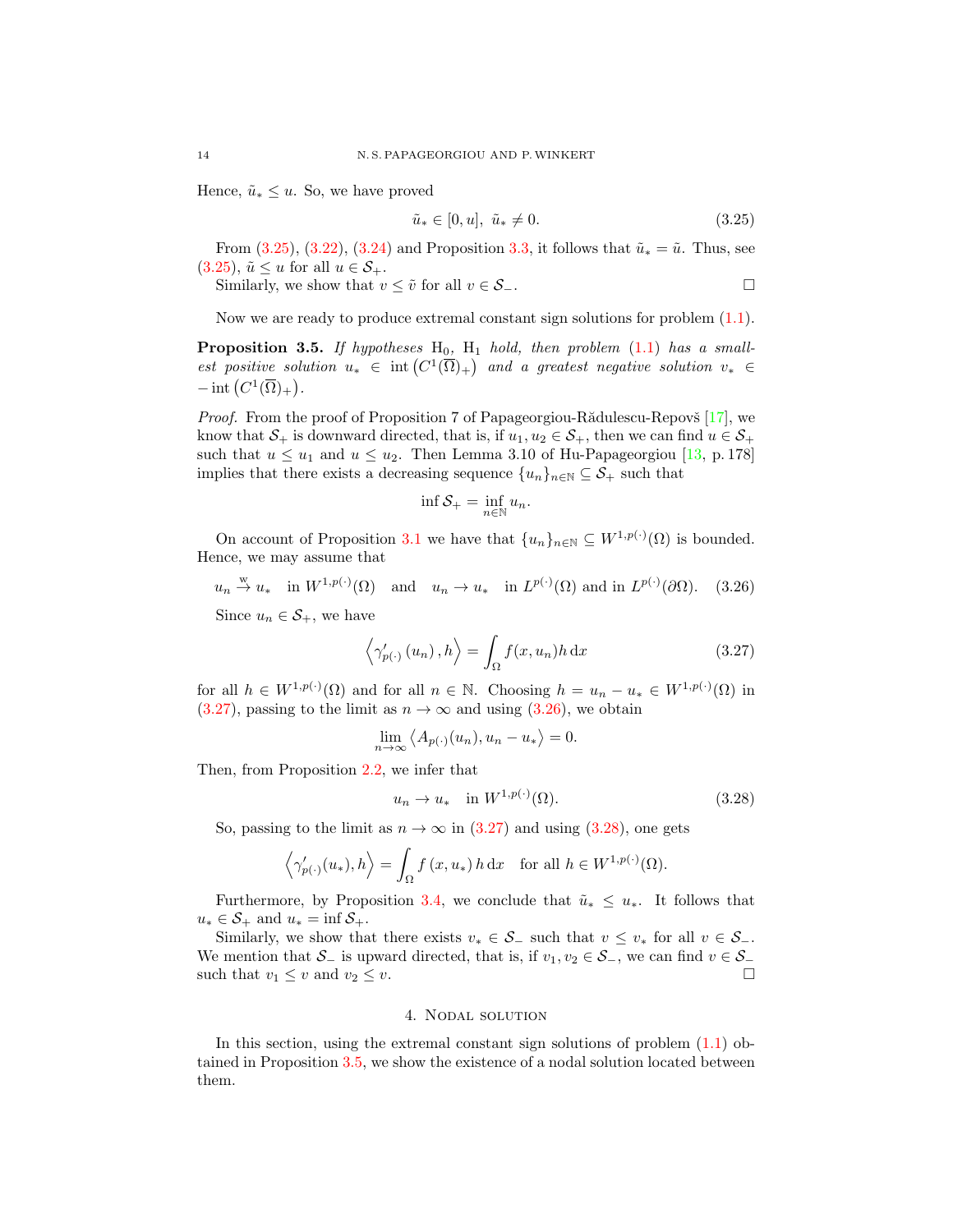Hence, $\tilde{u}_* \leq u$. So, we have proved

$$\tilde{u}_* \in [0, u], \ \tilde{u}_* \neq 0. \tag{3.25}$$

From (3.25), (3.22), (3.24) and Proposition 3.3, it follows that $\tilde{u}_* = \tilde{u}$. Thus, see (3.25), $\tilde{u} \leq u$ for all $u \in \mathcal{S}_+$.

Similarly, we show that $v \leq \tilde{v}$ for all $v \in \mathcal{S}_-$. □

Now we are ready to produce extremal constant sign solutions for problem (1.1).

**Proposition 3.5.** *If hypotheses* $\mathrm{H}_0$, $\mathrm{H}_1$ *hold, then problem* (1.1) *has a smallest positive solution* $u_* \in \operatorname{int}\left(C^1(\overline{\Omega})_+\right)$ *and a greatest negative solution* $v_* \in -\operatorname{int}\left(C^1(\overline{\Omega})_+\right)$.

*Proof.* From the proof of Proposition 7 of Papageorgiou-Rădulescu-Repovš [17], we know that $\mathcal{S}_+$ is downward directed, that is, if $u_1, u_2 \in \mathcal{S}_+$, then we can find $u \in \mathcal{S}_+$ such that $u \leq u_1$ and $u \leq u_2$. Then Lemma 3.10 of Hu-Papageorgiou [13, p. 178] implies that there exists a decreasing sequence $\{u_n\}_{n\in\mathbb{N}} \subseteq \mathcal{S}_+$ such that

$$\inf \mathcal{S}_+ = \inf_{n\in\mathbb{N}} u_n.$$

On account of Proposition 3.1 we have that $\{u_n\}_{n\in\mathbb{N}} \subseteq W^{1,p(\cdot)}(\Omega)$ is bounded. Hence, we may assume that

$$u_n \overset{\mathrm{w}}{\to} u_* \quad \text{in } W^{1,p(\cdot)}(\Omega) \quad \text{and} \quad u_n \to u_* \quad \text{in } L^{p(\cdot)}(\Omega) \text{ and in } L^{p(\cdot)}(\partial\Omega). \tag{3.26}$$

Since $u_n \in \mathcal{S}_+$, we have

$$\left\langle \gamma'_{p(\cdot)}\left(u_n\right), h\right\rangle = \int_\Omega f(x, u_n) h \,\mathrm{d}x \tag{3.27}$$

for all $h \in W^{1,p(\cdot)}(\Omega)$ and for all $n \in \mathbb{N}$. Choosing $h = u_n - u_* \in W^{1,p(\cdot)}(\Omega)$ in (3.27), passing to the limit as $n \to \infty$ and using (3.26), we obtain

$$\lim_{n\to\infty} \left\langle A_{p(\cdot)}(u_n), u_n - u_*\right\rangle = 0.$$

Then, from Proposition 2.2, we infer that

$$u_n \to u_* \quad \text{in } W^{1,p(\cdot)}(\Omega). \tag{3.28}$$

So, passing to the limit as $n \to \infty$ in (3.27) and using (3.28), one gets

$$\left\langle \gamma'_{p(\cdot)}(u_*), h\right\rangle = \int_\Omega f\left(x, u_*\right) h \,\mathrm{d}x \quad \text{for all } h \in W^{1,p(\cdot)}(\Omega).$$

Furthermore, by Proposition 3.4, we conclude that $\tilde{u}_* \leq u_*$. It follows that $u_* \in \mathcal{S}_+$ and $u_* = \inf \mathcal{S}_+$.

Similarly, we show that there exists $v_* \in \mathcal{S}_-$ such that $v \leq v_*$ for all $v \in \mathcal{S}_-$. We mention that $\mathcal{S}_-$ is upward directed, that is, if $v_1, v_2 \in \mathcal{S}_-$, we can find $v \in \mathcal{S}_-$ such that $v_1 \leq v$ and $v_2 \leq v$. □

## 4. Nodal solution

In this section, using the extremal constant sign solutions of problem (1.1) obtained in Proposition 3.5, we show the existence of a nodal solution located between them.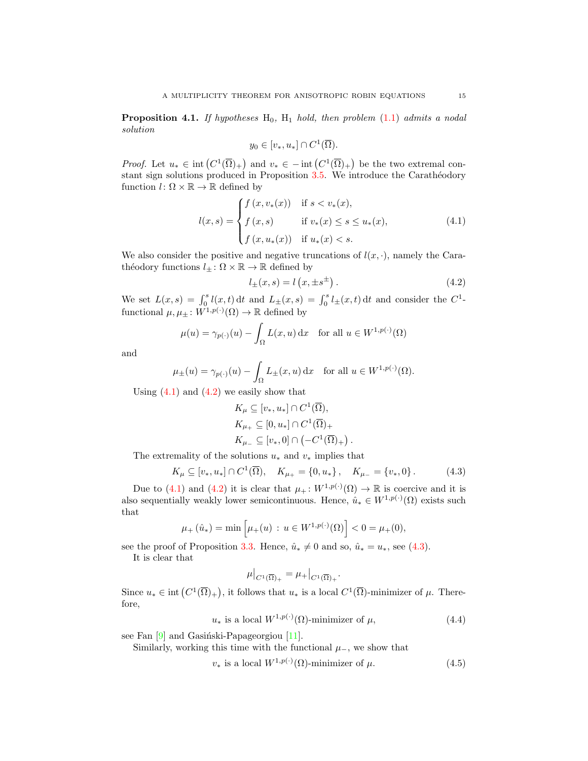**Proposition 4.1.** *If hypotheses* $\mathrm{H}_0$, $\mathrm{H}_1$ *hold, then problem* (1.1) *admits a nodal solution*

$$y_0 \in [v_*, u_*] \cap C^1(\overline{\Omega}).$$

*Proof.* Let $u_* \in \operatorname{int}\left(C^1(\overline{\Omega})_+\right)$ and $v_* \in -\operatorname{int}\left(C^1(\overline{\Omega})_+\right)$ be the two extremal constant sign solutions produced in Proposition 3.5. We introduce the Carathéodory function $l\colon \Omega \times \mathbb{R} \to \mathbb{R}$ defined by

$$l(x,s) = \begin{cases} f\left(x, v_*(x)\right) & \text{if } s < v_*(x),\\ f\left(x, s\right) & \text{if } v_*(x) \le s \le u_*(x),\\ f\left(x, u_*(x)\right) & \text{if } u_*(x) < s. \end{cases} \tag{4.1}$$

We also consider the positive and negative truncations of $l(x,\cdot)$, namely the Carathéodory functions $l_\pm\colon \Omega \times \mathbb{R} \to \mathbb{R}$ defined by

$$l_\pm(x,s) = l\left(x, \pm s^\pm\right). \tag{4.2}$$

We set $L(x,s) = \int_0^s l(x,t)\,\mathrm{d}t$ and $L_\pm(x,s) = \int_0^s l_\pm(x,t)\,\mathrm{d}t$ and consider the $C^1$-functional $\mu, \mu_\pm\colon W^{1,p(\cdot)}(\Omega) \to \mathbb{R}$ defined by

$$\mu(u) = \gamma_{p(\cdot)}(u) - \int_\Omega L(x,u)\,\mathrm{d}x \quad \text{for all } u \in W^{1,p(\cdot)}(\Omega)$$

and

$$\mu_\pm(u) = \gamma_{p(\cdot)}(u) - \int_\Omega L_\pm(x,u)\,\mathrm{d}x \quad \text{for all } u \in W^{1,p(\cdot)}(\Omega).$$

Using (4.1) and (4.2) we easily show that

$$\begin{aligned} &K_\mu \subseteq [v_*, u_*] \cap C^1(\overline{\Omega}),\\ &K_{\mu_+} \subseteq [0, u_*] \cap C^1(\overline{\Omega})_+\\ &K_{\mu_-} \subseteq [v_*, 0] \cap \left(-C^1(\overline{\Omega})_+\right). \end{aligned}$$

The extremality of the solutions $u_*$ and $v_*$ implies that

$$K_\mu \subseteq [v_*, u_*] \cap C^1(\overline{\Omega}), \quad K_{\mu_+} = \{0, u_*\}, \quad K_{\mu_-} = \{v_*, 0\}. \tag{4.3}$$

Due to (4.1) and (4.2) it is clear that $\mu_+\colon W^{1,p(\cdot)}(\Omega) \to \mathbb{R}$ is coercive and it is also sequentially weakly lower semicontinuous. Hence, $\hat{u}_* \in W^{1,p(\cdot)}(\Omega)$ exists such that

$$\mu_+\left(\hat{u}_*\right) = \min\left[\mu_+(u) \,:\, u \in W^{1,p(\cdot)}(\Omega)\right] < 0 = \mu_+(0),$$

see the proof of Proposition 3.3. Hence, $\hat{u}_* \neq 0$ and so, $\hat{u}_* = u_*$, see (4.3).

It is clear that

$$\mu\big|_{C^1(\overline{\Omega})_+} = \mu_+\big|_{C^1(\overline{\Omega})_+}.$$

Since $u_* \in \operatorname{int}\left(C^1(\overline{\Omega})_+\right)$, it follows that $u_*$ is a local $C^1(\overline{\Omega})$-minimizer of $\mu$. Therefore,

$$u_* \text{ is a local } W^{1,p(\cdot)}(\Omega)\text{-minimizer of } \mu, \tag{4.4}$$

see Fan [9] and Gasiński-Papageorgiou [11].

Similarly, working this time with the functional $\mu_-$, we show that

$$v_* \text{ is a local } W^{1,p(\cdot)}(\Omega)\text{-minimizer of } \mu. \tag{4.5}$$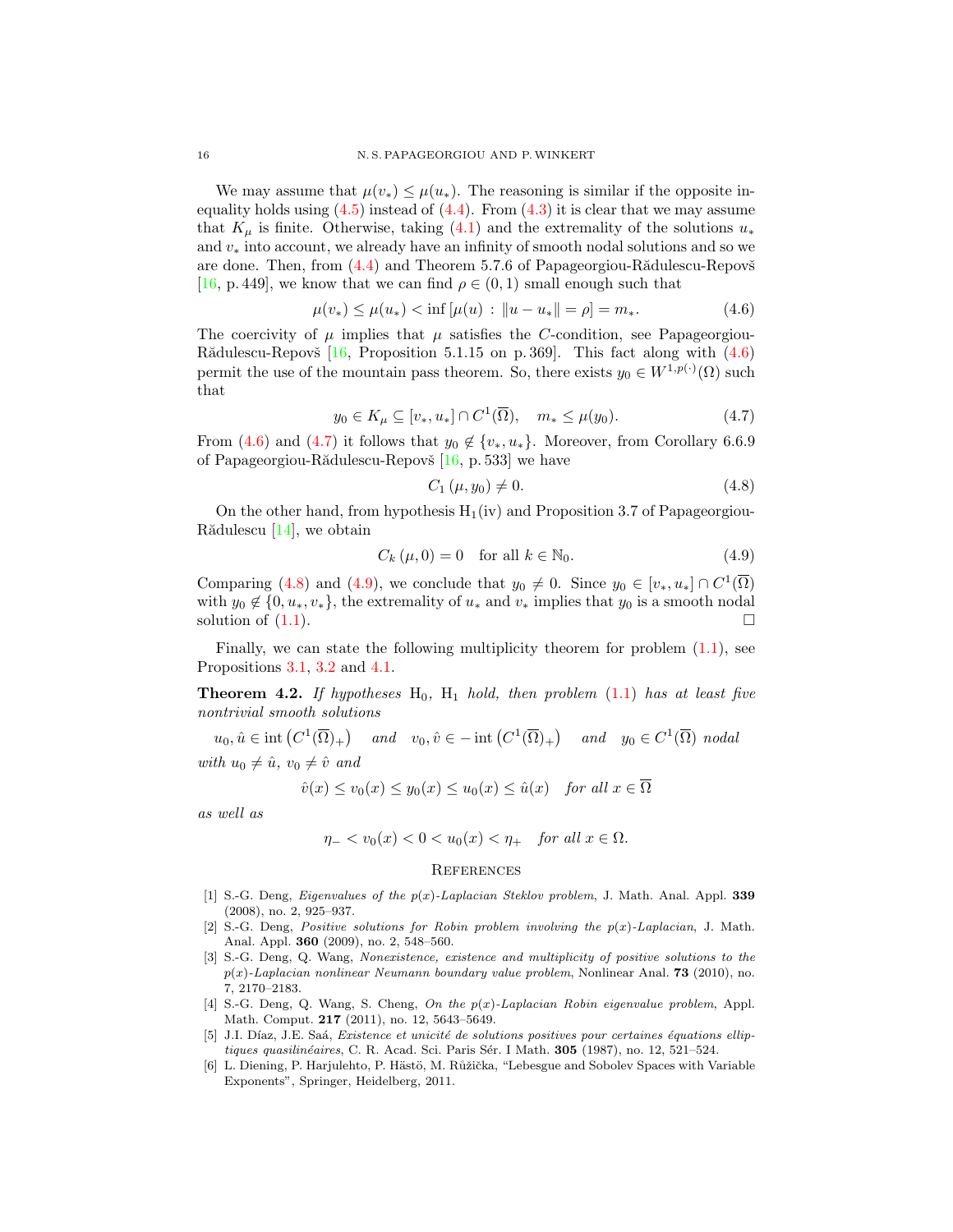We may assume that $\mu(v_*) \leq \mu(u_*)$. The reasoning is similar if the opposite inequality holds using (4.5) instead of (4.4). From (4.3) it is clear that we may assume that $K_\mu$ is finite. Otherwise, taking (4.1) and the extremality of the solutions $u_*$ and $v_*$ into account, we already have an infinity of smooth nodal solutions and so we are done. Then, from (4.4) and Theorem 5.7.6 of Papageorgiou-Rădulescu-Repovš [16, p. 449], we know that we can find $\rho \in (0,1)$ small enough such that

$$\mu(v_*) \leq \mu(u_*) < \inf\left[\mu(u) \,:\, \|u - u_*\| = \rho\right] = m_*. \tag{4.6}$$

The coercivity of $\mu$ implies that $\mu$ satisfies the $C$-condition, see Papageorgiou-Rădulescu-Repovš [16, Proposition 5.1.15 on p. 369]. This fact along with (4.6) permit the use of the mountain pass theorem. So, there exists $y_0 \in W^{1,p(\cdot)}(\Omega)$ such that

$$y_0 \in K_\mu \subseteq [v_*, u_*] \cap C^1(\overline{\Omega}), \quad m_* \leq \mu(y_0). \tag{4.7}$$

From (4.6) and (4.7) it follows that $y_0 \notin \{v_*, u_*\}$. Moreover, from Corollary 6.6.9 of Papageorgiou-Rădulescu-Repovš [16, p. 533] we have

$$C_1\left(\mu, y_0\right) \neq 0. \tag{4.8}$$

On the other hand, from hypothesis $\mathrm{H}_1$(iv) and Proposition 3.7 of Papageorgiou-Rădulescu [14], we obtain

$$C_k\left(\mu, 0\right) = 0 \quad \text{for all } k \in \mathbb{N}_0. \tag{4.9}$$

Comparing (4.8) and (4.9), we conclude that $y_0 \neq 0$. Since $y_0 \in [v_*, u_*] \cap C^1(\overline{\Omega})$ with $y_0 \notin \{0, u_*, v_*\}$, the extremality of $u_*$ and $v_*$ implies that $y_0$ is a smooth nodal solution of (1.1). $\square$

Finally, we can state the following multiplicity theorem for problem (1.1), see Propositions 3.1, 3.2 and 4.1.

**Theorem 4.2.** *If hypotheses* $\mathrm{H}_0$, $\mathrm{H}_1$ *hold, then problem* (1.1) *has at least five nontrivial smooth solutions*

$$u_0, \hat{u} \in \operatorname{int}\left(C^1(\overline{\Omega})_+\right) \quad \text{and} \quad v_0, \hat{v} \in -\operatorname{int}\left(C^1(\overline{\Omega})_+\right) \quad \text{and} \quad y_0 \in C^1(\overline{\Omega}) \text{ nodal}$$

*with* $u_0 \neq \hat{u}$, $v_0 \neq \hat{v}$ *and*

$$\hat{v}(x) \leq v_0(x) \leq y_0(x) \leq u_0(x) \leq \hat{u}(x) \quad \text{for all } x \in \overline{\Omega}$$

*as well as*

$$\eta_- < v_0(x) < 0 < u_0(x) < \eta_+ \quad \text{for all } x \in \Omega.$$

## References

[1] S.-G. Deng, *Eigenvalues of the $p(x)$-Laplacian Steklov problem*, J. Math. Anal. Appl. **339** (2008), no. 2, 925–937.

[2] S.-G. Deng, *Positive solutions for Robin problem involving the $p(x)$-Laplacian*, J. Math. Anal. Appl. **360** (2009), no. 2, 548–560.

[3] S.-G. Deng, Q. Wang, *Nonexistence, existence and multiplicity of positive solutions to the $p(x)$-Laplacian nonlinear Neumann boundary value problem*, Nonlinear Anal. **73** (2010), no. 7, 2170–2183.

[4] S.-G. Deng, Q. Wang, S. Cheng, *On the $p(x)$-Laplacian Robin eigenvalue problem*, Appl. Math. Comput. **217** (2011), no. 12, 5643–5649.

[5] J.I. Díaz, J.E. Saá, *Existence et unicité de solutions positives pour certaines équations elliptiques quasilinéaires*, C. R. Acad. Sci. Paris Sér. I Math. **305** (1987), no. 12, 521–524.

[6] L. Diening, P. Harjulehto, P. Hästö, M. Růžička, "Lebesgue and Sobolev Spaces with Variable Exponents", Springer, Heidelberg, 2011.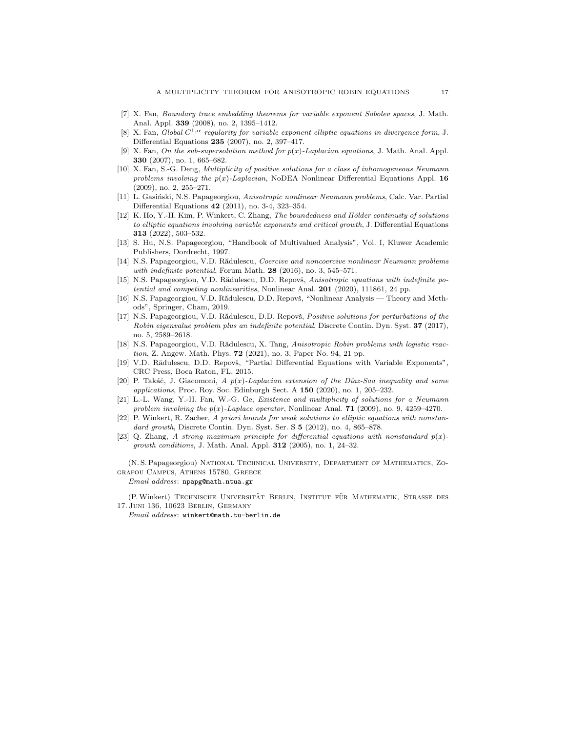[7] X. Fan, *Boundary trace embedding theorems for variable exponent Sobolev spaces*, J. Math. Anal. Appl. **339** (2008), no. 2, 1395–1412.

[8] X. Fan, *Global $C^{1,\alpha}$ regularity for variable exponent elliptic equations in divergence form*, J. Differential Equations **235** (2007), no. 2, 397–417.

[9] X. Fan, *On the sub-supersolution method for $p(x)$-Laplacian equations*, J. Math. Anal. Appl. **330** (2007), no. 1, 665–682.

[10] X. Fan, S.-G. Deng, *Multiplicity of positive solutions for a class of inhomogeneous Neumann problems involving the $p(x)$-Laplacian*, NoDEA Nonlinear Differential Equations Appl. **16** (2009), no. 2, 255–271.

[11] L. Gasiński, N.S. Papageorgiou, *Anisotropic nonlinear Neumann problems*, Calc. Var. Partial Differential Equations **42** (2011), no. 3-4, 323–354.

[12] K. Ho, Y.-H. Kim, P. Winkert, C. Zhang, *The boundedness and Hölder continuity of solutions to elliptic equations involving variable exponents and critical growth*, J. Differential Equations **313** (2022), 503–532.

[13] S. Hu, N.S. Papageorgiou, "Handbook of Multivalued Analysis", Vol. I, Kluwer Academic Publishers, Dordrecht, 1997.

[14] N.S. Papageorgiou, V.D. Rădulescu, *Coercive and noncoercive nonlinear Neumann problems with indefinite potential*, Forum Math. **28** (2016), no. 3, 545–571.

[15] N.S. Papageorgiou, V.D. Rădulescu, D.D. Repovš, *Anisotropic equations with indefinite potential and competing nonlinearities*, Nonlinear Anal. **201** (2020), 111861, 24 pp.

[16] N.S. Papageorgiou, V.D. Rădulescu, D.D. Repovš, "Nonlinear Analysis — Theory and Methods", Springer, Cham, 2019.

[17] N.S. Papageorgiou, V.D. Rădulescu, D.D. Repovš, *Positive solutions for perturbations of the Robin eigenvalue problem plus an indefinite potential*, Discrete Contin. Dyn. Syst. **37** (2017), no. 5, 2589–2618.

[18] N.S. Papageorgiou, V.D. Rădulescu, X. Tang, *Anisotropic Robin problems with logistic reaction*, Z. Angew. Math. Phys. **72** (2021), no. 3, Paper No. 94, 21 pp.

[19] V.D. Rădulescu, D.D. Repovš, "Partial Differential Equations with Variable Exponents", CRC Press, Boca Raton, FL, 2015.

[20] P. Takáč, J. Giacomoni, *A $p(x)$-Laplacian extension of the Díaz-Saa inequality and some applications*, Proc. Roy. Soc. Edinburgh Sect. A **150** (2020), no. 1, 205–232.

[21] L.-L. Wang, Y.-H. Fan, W.-G. Ge, *Existence and multiplicity of solutions for a Neumann problem involving the $p(x)$-Laplace operator*, Nonlinear Anal. **71** (2009), no. 9, 4259–4270.

[22] P. Winkert, R. Zacher, *A priori bounds for weak solutions to elliptic equations with nonstandard growth*, Discrete Contin. Dyn. Syst. Ser. S **5** (2012), no. 4, 865–878.

[23] Q. Zhang, *A strong maximum principle for differential equations with nonstandard $p(x)$-growth conditions*, J. Math. Anal. Appl. **312** (2005), no. 1, 24–32.

(N. S. Papageorgiou) National Technical University, Department of Mathematics, Zografou Campus, Athens 15780, Greece

*Email address*: npapg@math.ntua.gr

(P. Winkert) Technische Universität Berlin, Institut für Mathematik, Strasse des 17. Juni 136, 10623 Berlin, Germany

*Email address*: winkert@math.tu-berlin.de